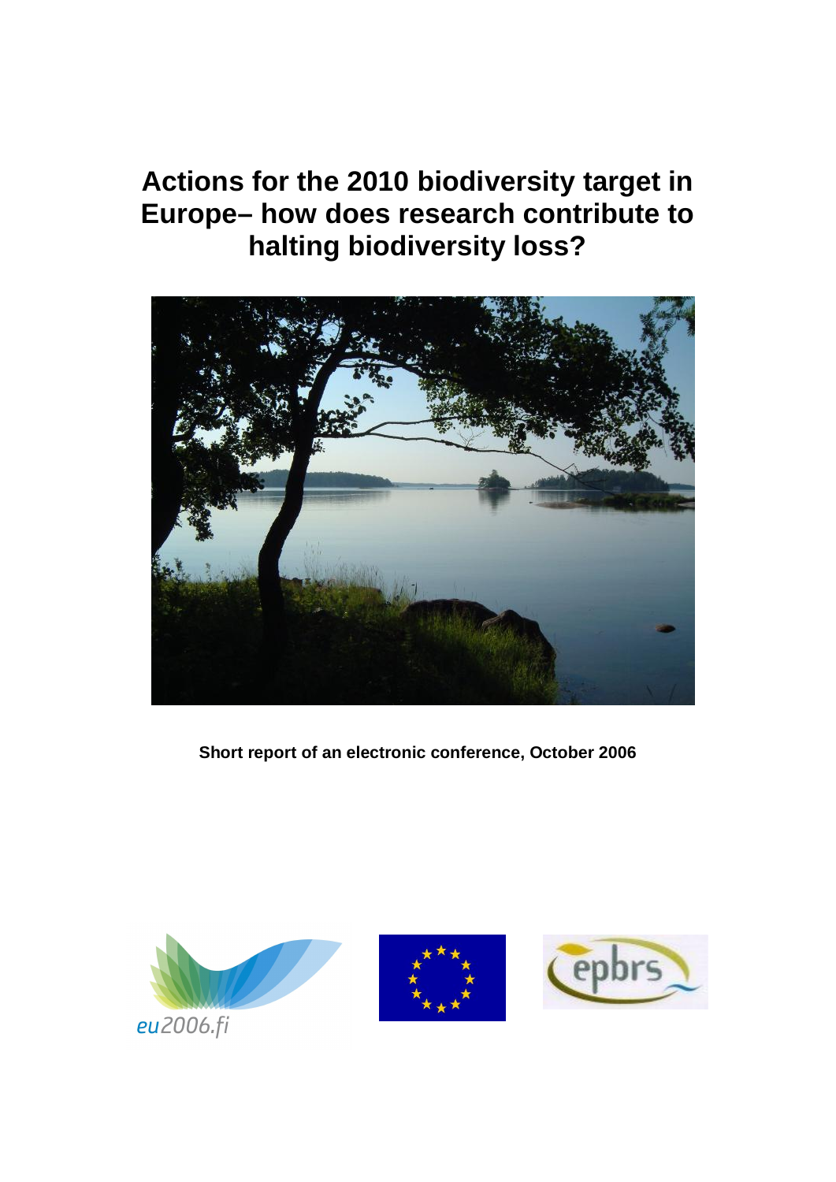# Actions for the 2010 biodiversity target in Europe– how does research contribute to halting biodiversity loss?

**Short report of an electronic conference, October 2006**

eu2006.fi

epbrs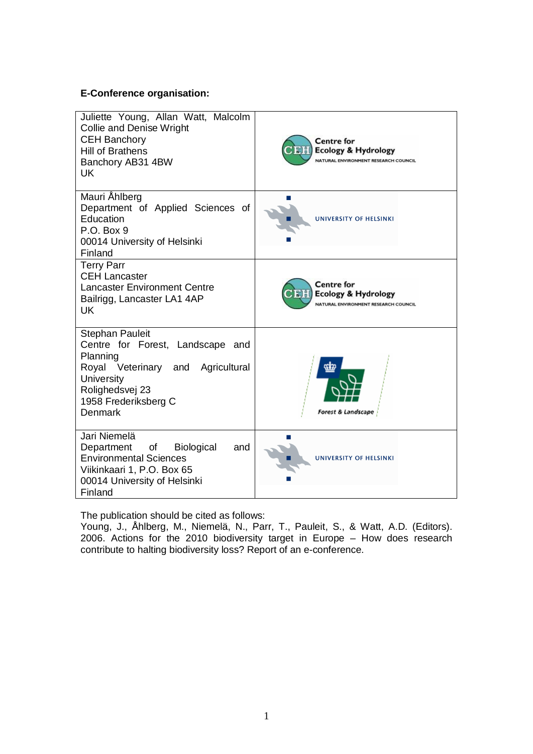**E-Conference organisation:**

| | |
|---|---|
| Juliette Young, Allan Watt, Malcolm Collie and Denise Wright<br>CEH Banchory<br>Hill of Brathens<br>Banchory AB31 4BW<br>UK | Centre for Ecology & Hydrology<br>NATURAL ENVIRONMENT RESEARCH COUNCIL |
| Mauri Åhlberg<br>Department of Applied Sciences of Education<br>P.O. Box 9<br>00014 University of Helsinki<br>Finland | UNIVERSITY OF HELSINKI |
| Terry Parr<br>CEH Lancaster<br>Lancaster Environment Centre<br>Bailrigg, Lancaster LA1 4AP<br>UK | Centre for Ecology & Hydrology<br>NATURAL ENVIRONMENT RESEARCH COUNCIL |
| Stephan Pauleit<br>Centre for Forest, Landscape and Planning<br>Royal Veterinary and Agricultural University<br>Rolighedsvej 23<br>1958 Frederiksberg C<br>Denmark | Forest & Landscape |
| Jari Niemelä<br>Department of Biological and Environmental Sciences<br>Viikinkaari 1, P.O. Box 65<br>00014 University of Helsinki<br>Finland | UNIVERSITY OF HELSINKI |

The publication should be cited as follows:
Young, J., Åhlberg, M., Niemelä, N., Parr, T., Pauleit, S., & Watt, A.D. (Editors). 2006. Actions for the 2010 biodiversity target in Europe – How does research contribute to halting biodiversity loss? Report of an e-conference.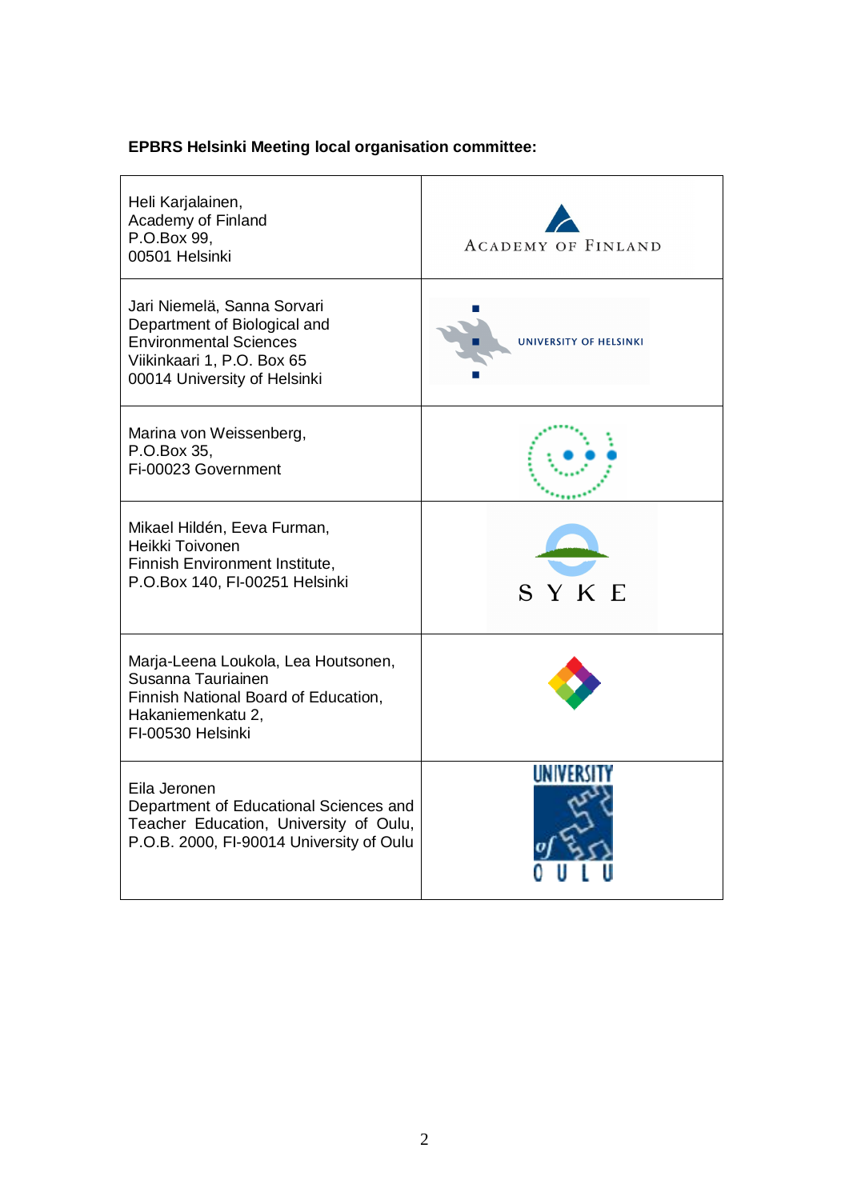**EPBRS Helsinki Meeting local organisation committee:**

| | |
|---|---|
| Heli Karjalainen,<br>Academy of Finland<br>P.O.Box 99,<br>00501 Helsinki | ACADEMY OF FINLAND |
| Jari Niemelä, Sanna Sorvari<br>Department of Biological and Environmental Sciences<br>Viikinkaari 1, P.O. Box 65<br>00014 University of Helsinki | UNIVERSITY OF HELSINKI |
| Marina von Weissenberg,<br>P.O.Box 35,<br>Fi-00023 Government | |
| Mikael Hildén, Eeva Furman,<br>Heikki Toivonen<br>Finnish Environment Institute,<br>P.O.Box 140, FI-00251 Helsinki | SYKE |
| Marja-Leena Loukola, Lea Houtsonen,<br>Susanna Tauriainen<br>Finnish National Board of Education,<br>Hakaniemenkatu 2,<br>FI-00530 Helsinki | |
| Eila Jeronen<br>Department of Educational Sciences and Teacher Education, University of Oulu,<br>P.O.B. 2000, FI-90014 University of Oulu | UNIVERSITY of OULU |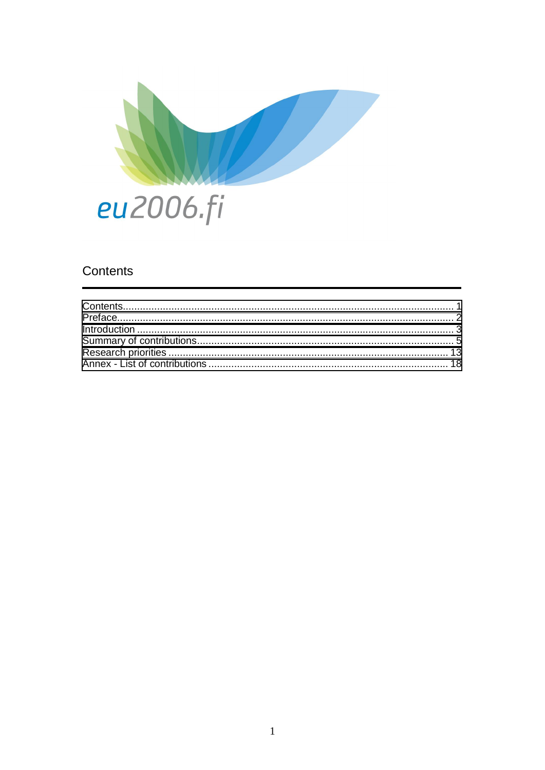eu2006.fi

## Contents

| | |
|---|---|
| Contents | 1 |
| Preface | 2 |
| Introduction | 3 |
| Summary of contributions | 5 |
| Research priorities | 13 |
| Annex - List of contributions | 18 |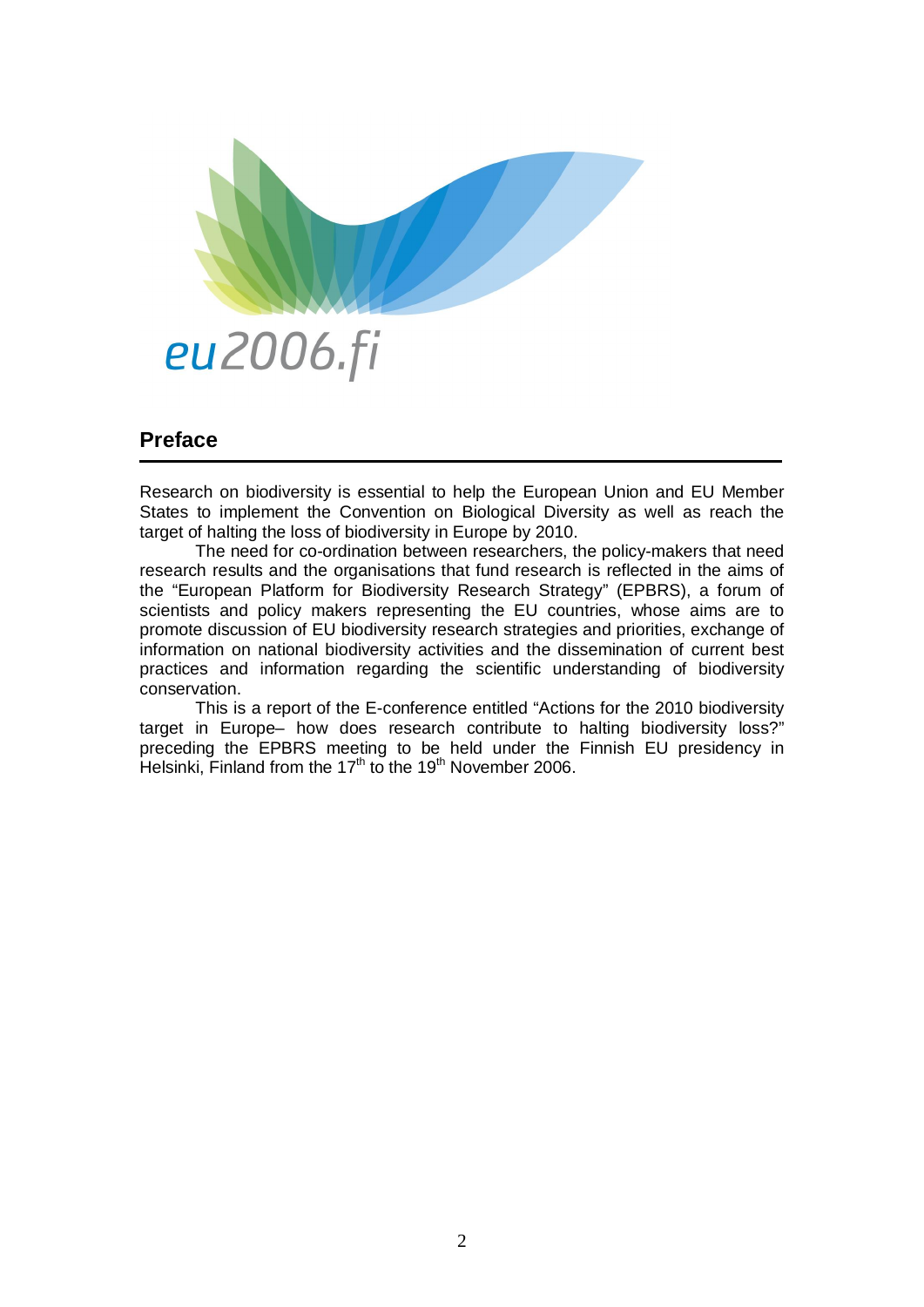eu2006.fi

## Preface

Research on biodiversity is essential to help the European Union and EU Member States to implement the Convention on Biological Diversity as well as reach the target of halting the loss of biodiversity in Europe by 2010.

The need for co-ordination between researchers, the policy-makers that need research results and the organisations that fund research is reflected in the aims of the "European Platform for Biodiversity Research Strategy" (EPBRS), a forum of scientists and policy makers representing the EU countries, whose aims are to promote discussion of EU biodiversity research strategies and priorities, exchange of information on national biodiversity activities and the dissemination of current best practices and information regarding the scientific understanding of biodiversity conservation.

This is a report of the E-conference entitled "Actions for the 2010 biodiversity target in Europe– how does research contribute to halting biodiversity loss?" preceding the EPBRS meeting to be held under the Finnish EU presidency in Helsinki, Finland from the 17th to the 19th November 2006.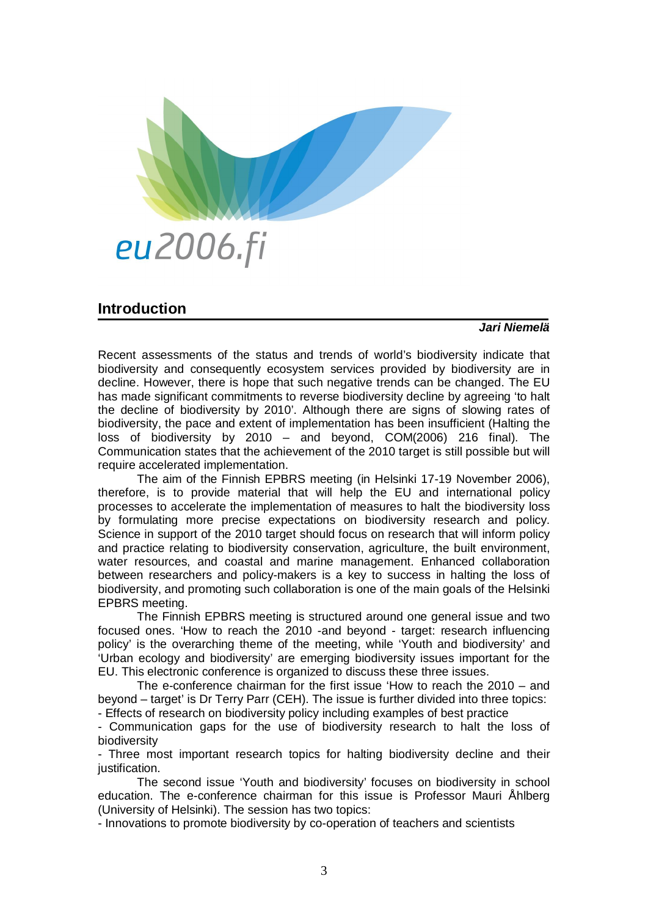eu2006.fi

## Introduction

***Jari Niemelä***

Recent assessments of the status and trends of world's biodiversity indicate that biodiversity and consequently ecosystem services provided by biodiversity are in decline. However, there is hope that such negative trends can be changed. The EU has made significant commitments to reverse biodiversity decline by agreeing 'to halt the decline of biodiversity by 2010'. Although there are signs of slowing rates of biodiversity, the pace and extent of implementation has been insufficient (Halting the loss of biodiversity by 2010 – and beyond, COM(2006) 216 final). The Communication states that the achievement of the 2010 target is still possible but will require accelerated implementation.

The aim of the Finnish EPBRS meeting (in Helsinki 17-19 November 2006), therefore, is to provide material that will help the EU and international policy processes to accelerate the implementation of measures to halt the biodiversity loss by formulating more precise expectations on biodiversity research and policy. Science in support of the 2010 target should focus on research that will inform policy and practice relating to biodiversity conservation, agriculture, the built environment, water resources, and coastal and marine management. Enhanced collaboration between researchers and policy-makers is a key to success in halting the loss of biodiversity, and promoting such collaboration is one of the main goals of the Helsinki EPBRS meeting.

The Finnish EPBRS meeting is structured around one general issue and two focused ones. 'How to reach the 2010 -and beyond - target: research influencing policy' is the overarching theme of the meeting, while 'Youth and biodiversity' and 'Urban ecology and biodiversity' are emerging biodiversity issues important for the EU. This electronic conference is organized to discuss these three issues.

The e-conference chairman for the first issue 'How to reach the 2010 – and beyond – target' is Dr Terry Parr (CEH). The issue is further divided into three topics:

- Effects of research on biodiversity policy including examples of best practice
- Communication gaps for the use of biodiversity research to halt the loss of biodiversity
- Three most important research topics for halting biodiversity decline and their justification.

The second issue 'Youth and biodiversity' focuses on biodiversity in school education. The e-conference chairman for this issue is Professor Mauri Åhlberg (University of Helsinki). The session has two topics:

- Innovations to promote biodiversity by co-operation of teachers and scientists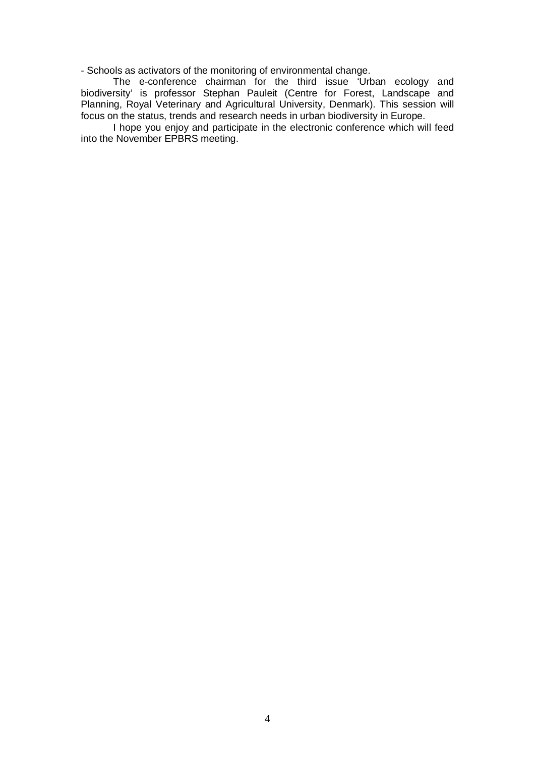- Schools as activators of the monitoring of environmental change.

The e-conference chairman for the third issue 'Urban ecology and biodiversity' is professor Stephan Pauleit (Centre for Forest, Landscape and Planning, Royal Veterinary and Agricultural University, Denmark). This session will focus on the status, trends and research needs in urban biodiversity in Europe.

I hope you enjoy and participate in the electronic conference which will feed into the November EPBRS meeting.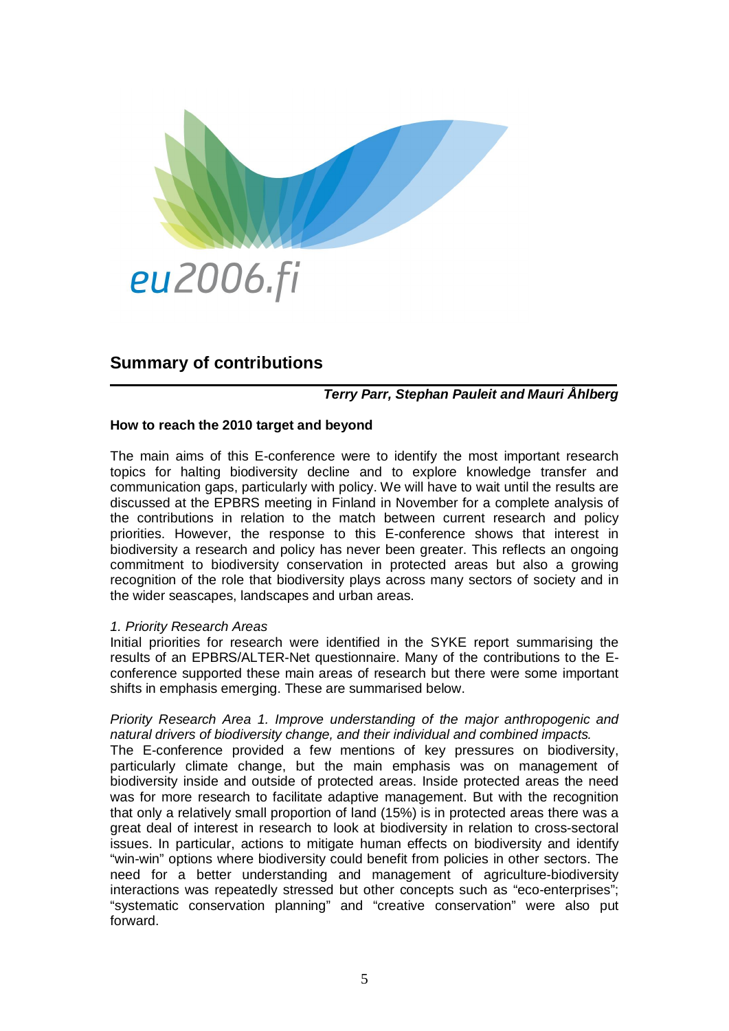eu2006.fi

## Summary of contributions

***Terry Parr, Stephan Pauleit and Mauri Åhlberg***

**How to reach the 2010 target and beyond**

The main aims of this E-conference were to identify the most important research topics for halting biodiversity decline and to explore knowledge transfer and communication gaps, particularly with policy. We will have to wait until the results are discussed at the EPBRS meeting in Finland in November for a complete analysis of the contributions in relation to the match between current research and policy priorities. However, the response to this E-conference shows that interest in biodiversity a research and policy has never been greater. This reflects an ongoing commitment to biodiversity conservation in protected areas but also a growing recognition of the role that biodiversity plays across many sectors of society and in the wider seascapes, landscapes and urban areas.

*1. Priority Research Areas*

Initial priorities for research were identified in the SYKE report summarising the results of an EPBRS/ALTER-Net questionnaire. Many of the contributions to the E-conference supported these main areas of research but there were some important shifts in emphasis emerging. These are summarised below.

*Priority Research Area 1. Improve understanding of the major anthropogenic and natural drivers of biodiversity change, and their individual and combined impacts.*

The E-conference provided a few mentions of key pressures on biodiversity, particularly climate change, but the main emphasis was on management of biodiversity inside and outside of protected areas. Inside protected areas the need was for more research to facilitate adaptive management. But with the recognition that only a relatively small proportion of land (15%) is in protected areas there was a great deal of interest in research to look at biodiversity in relation to cross-sectoral issues. In particular, actions to mitigate human effects on biodiversity and identify "win-win" options where biodiversity could benefit from policies in other sectors. The need for a better understanding and management of agriculture-biodiversity interactions was repeatedly stressed but other concepts such as "eco-enterprises"; "systematic conservation planning" and "creative conservation" were also put forward.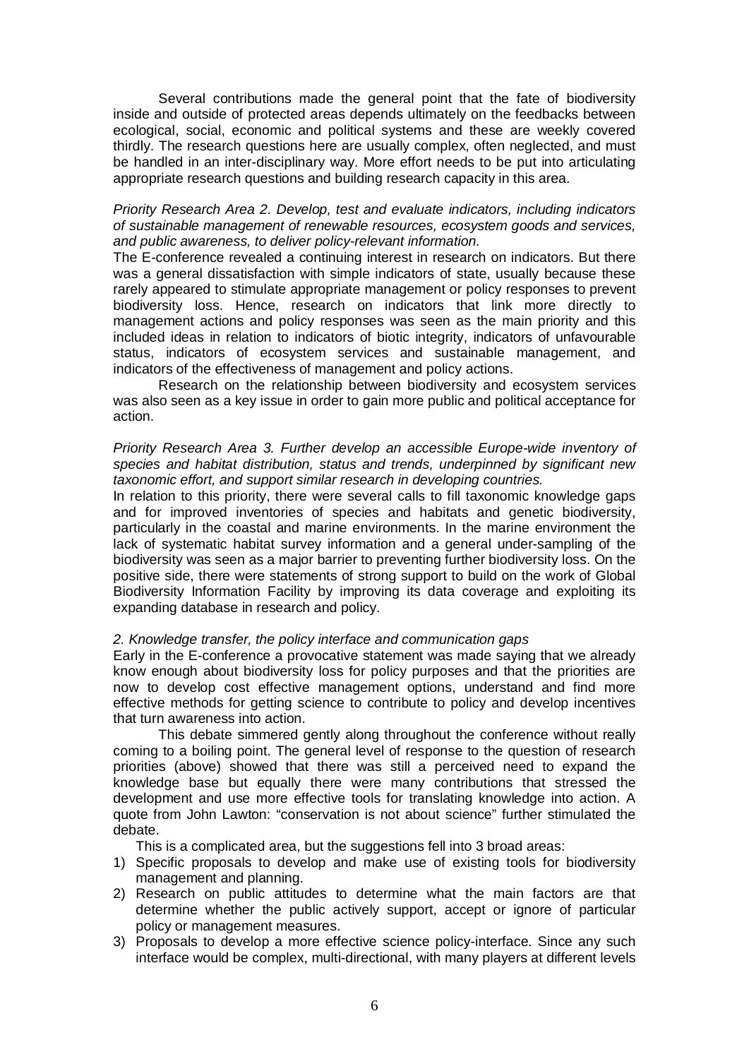Several contributions made the general point that the fate of biodiversity inside and outside of protected areas depends ultimately on the feedbacks between ecological, social, economic and political systems and these are weekly covered thirdly. The research questions here are usually complex, often neglected, and must be handled in an inter-disciplinary way. More effort needs to be put into articulating appropriate research questions and building research capacity in this area.

*Priority Research Area 2. Develop, test and evaluate indicators, including indicators of sustainable management of renewable resources, ecosystem goods and services, and public awareness, to deliver policy-relevant information.*

The E-conference revealed a continuing interest in research on indicators. But there was a general dissatisfaction with simple indicators of state, usually because these rarely appeared to stimulate appropriate management or policy responses to prevent biodiversity loss. Hence, research on indicators that link more directly to management actions and policy responses was seen as the main priority and this included ideas in relation to indicators of biotic integrity, indicators of unfavourable status, indicators of ecosystem services and sustainable management, and indicators of the effectiveness of management and policy actions.

Research on the relationship between biodiversity and ecosystem services was also seen as a key issue in order to gain more public and political acceptance for action.

*Priority Research Area 3. Further develop an accessible Europe-wide inventory of species and habitat distribution, status and trends, underpinned by significant new taxonomic effort, and support similar research in developing countries.*

In relation to this priority, there were several calls to fill taxonomic knowledge gaps and for improved inventories of species and habitats and genetic biodiversity, particularly in the coastal and marine environments. In the marine environment the lack of systematic habitat survey information and a general under-sampling of the biodiversity was seen as a major barrier to preventing further biodiversity loss. On the positive side, there were statements of strong support to build on the work of Global Biodiversity Information Facility by improving its data coverage and exploiting its expanding database in research and policy.

*2. Knowledge transfer, the policy interface and communication gaps*

Early in the E-conference a provocative statement was made saying that we already know enough about biodiversity loss for policy purposes and that the priorities are now to develop cost effective management options, understand and find more effective methods for getting science to contribute to policy and develop incentives that turn awareness into action.

This debate simmered gently along throughout the conference without really coming to a boiling point. The general level of response to the question of research priorities (above) showed that there was still a perceived need to expand the knowledge base but equally there were many contributions that stressed the development and use more effective tools for translating knowledge into action. A quote from John Lawton: "conservation is not about science" further stimulated the debate.

This is a complicated area, but the suggestions fell into 3 broad areas:

1) Specific proposals to develop and make use of existing tools for biodiversity management and planning.
2) Research on public attitudes to determine what the main factors are that determine whether the public actively support, accept or ignore of particular policy or management measures.
3) Proposals to develop a more effective science policy-interface. Since any such interface would be complex, multi-directional, with many players at different levels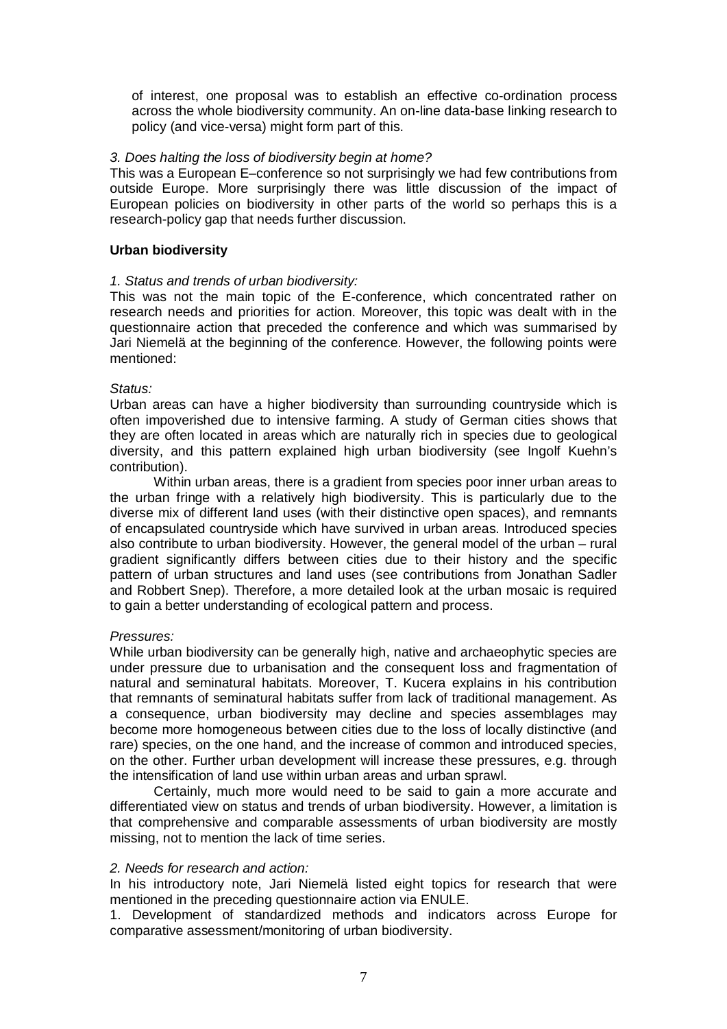of interest, one proposal was to establish an effective co-ordination process across the whole biodiversity community. An on-line data-base linking research to policy (and vice-versa) might form part of this.

*3. Does halting the loss of biodiversity begin at home?*

This was a European E–conference so not surprisingly we had few contributions from outside Europe. More surprisingly there was little discussion of the impact of European policies on biodiversity in other parts of the world so perhaps this is a research-policy gap that needs further discussion.

**Urban biodiversity**

*1. Status and trends of urban biodiversity:*

This was not the main topic of the E-conference, which concentrated rather on research needs and priorities for action. Moreover, this topic was dealt with in the questionnaire action that preceded the conference and which was summarised by Jari Niemelä at the beginning of the conference. However, the following points were mentioned:

*Status:*

Urban areas can have a higher biodiversity than surrounding countryside which is often impoverished due to intensive farming. A study of German cities shows that they are often located in areas which are naturally rich in species due to geological diversity, and this pattern explained high urban biodiversity (see Ingolf Kuehn's contribution).

Within urban areas, there is a gradient from species poor inner urban areas to the urban fringe with a relatively high biodiversity. This is particularly due to the diverse mix of different land uses (with their distinctive open spaces), and remnants of encapsulated countryside which have survived in urban areas. Introduced species also contribute to urban biodiversity. However, the general model of the urban – rural gradient significantly differs between cities due to their history and the specific pattern of urban structures and land uses (see contributions from Jonathan Sadler and Robbert Snep). Therefore, a more detailed look at the urban mosaic is required to gain a better understanding of ecological pattern and process.

*Pressures:*

While urban biodiversity can be generally high, native and archaeophytic species are under pressure due to urbanisation and the consequent loss and fragmentation of natural and seminatural habitats. Moreover, T. Kucera explains in his contribution that remnants of seminatural habitats suffer from lack of traditional management. As a consequence, urban biodiversity may decline and species assemblages may become more homogeneous between cities due to the loss of locally distinctive (and rare) species, on the one hand, and the increase of common and introduced species, on the other. Further urban development will increase these pressures, e.g. through the intensification of land use within urban areas and urban sprawl.

Certainly, much more would need to be said to gain a more accurate and differentiated view on status and trends of urban biodiversity. However, a limitation is that comprehensive and comparable assessments of urban biodiversity are mostly missing, not to mention the lack of time series.

*2. Needs for research and action:*

In his introductory note, Jari Niemelä listed eight topics for research that were mentioned in the preceding questionnaire action via ENULE.

1. Development of standardized methods and indicators across Europe for comparative assessment/monitoring of urban biodiversity.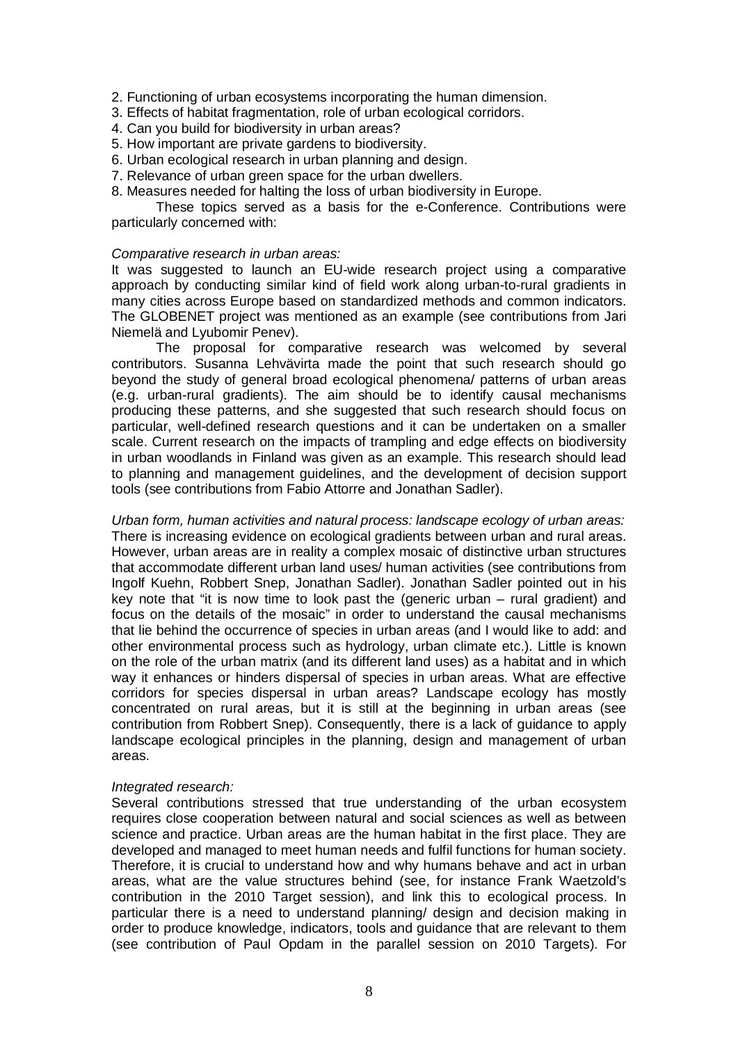2. Functioning of urban ecosystems incorporating the human dimension.
3. Effects of habitat fragmentation, role of urban ecological corridors.
4. Can you build for biodiversity in urban areas?
5. How important are private gardens to biodiversity.
6. Urban ecological research in urban planning and design.
7. Relevance of urban green space for the urban dwellers.
8. Measures needed for halting the loss of urban biodiversity in Europe.

These topics served as a basis for the e-Conference. Contributions were particularly concerned with:

*Comparative research in urban areas:*

It was suggested to launch an EU-wide research project using a comparative approach by conducting similar kind of field work along urban-to-rural gradients in many cities across Europe based on standardized methods and common indicators. The GLOBENET project was mentioned as an example (see contributions from Jari Niemelä and Lyubomir Penev).

The proposal for comparative research was welcomed by several contributors. Susanna Lehvävirta made the point that such research should go beyond the study of general broad ecological phenomena/ patterns of urban areas (e.g. urban-rural gradients). The aim should be to identify causal mechanisms producing these patterns, and she suggested that such research should focus on particular, well-defined research questions and it can be undertaken on a smaller scale. Current research on the impacts of trampling and edge effects on biodiversity in urban woodlands in Finland was given as an example. This research should lead to planning and management guidelines, and the development of decision support tools (see contributions from Fabio Attorre and Jonathan Sadler).

*Urban form, human activities and natural process: landscape ecology of urban areas:*

There is increasing evidence on ecological gradients between urban and rural areas. However, urban areas are in reality a complex mosaic of distinctive urban structures that accommodate different urban land uses/ human activities (see contributions from Ingolf Kuehn, Robbert Snep, Jonathan Sadler). Jonathan Sadler pointed out in his key note that "it is now time to look past the (generic urban – rural gradient) and focus on the details of the mosaic" in order to understand the causal mechanisms that lie behind the occurrence of species in urban areas (and I would like to add: and other environmental process such as hydrology, urban climate etc.). Little is known on the role of the urban matrix (and its different land uses) as a habitat and in which way it enhances or hinders dispersal of species in urban areas. What are effective corridors for species dispersal in urban areas? Landscape ecology has mostly concentrated on rural areas, but it is still at the beginning in urban areas (see contribution from Robbert Snep). Consequently, there is a lack of guidance to apply landscape ecological principles in the planning, design and management of urban areas.

*Integrated research:*

Several contributions stressed that true understanding of the urban ecosystem requires close cooperation between natural and social sciences as well as between science and practice. Urban areas are the human habitat in the first place. They are developed and managed to meet human needs and fulfil functions for human society. Therefore, it is crucial to understand how and why humans behave and act in urban areas, what are the value structures behind (see, for instance Frank Waetzold's contribution in the 2010 Target session), and link this to ecological process. In particular there is a need to understand planning/ design and decision making in order to produce knowledge, indicators, tools and guidance that are relevant to them (see contribution of Paul Opdam in the parallel session on 2010 Targets). For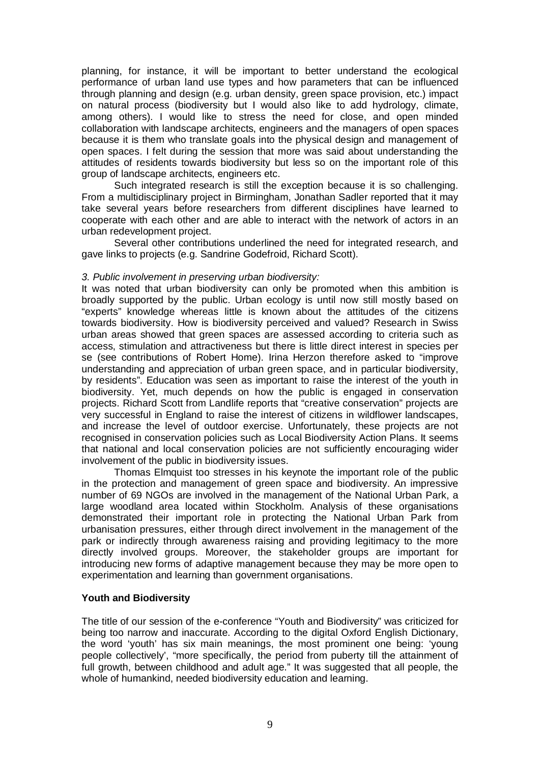planning, for instance, it will be important to better understand the ecological performance of urban land use types and how parameters that can be influenced through planning and design (e.g. urban density, green space provision, etc.) impact on natural process (biodiversity but I would also like to add hydrology, climate, among others). I would like to stress the need for close, and open minded collaboration with landscape architects, engineers and the managers of open spaces because it is them who translate goals into the physical design and management of open spaces. I felt during the session that more was said about understanding the attitudes of residents towards biodiversity but less so on the important role of this group of landscape architects, engineers etc.

Such integrated research is still the exception because it is so challenging. From a multidisciplinary project in Birmingham, Jonathan Sadler reported that it may take several years before researchers from different disciplines have learned to cooperate with each other and are able to interact with the network of actors in an urban redevelopment project.

Several other contributions underlined the need for integrated research, and gave links to projects (e.g. Sandrine Godefroid, Richard Scott).

*3. Public involvement in preserving urban biodiversity:*

It was noted that urban biodiversity can only be promoted when this ambition is broadly supported by the public. Urban ecology is until now still mostly based on "experts" knowledge whereas little is known about the attitudes of the citizens towards biodiversity. How is biodiversity perceived and valued? Research in Swiss urban areas showed that green spaces are assessed according to criteria such as access, stimulation and attractiveness but there is little direct interest in species per se (see contributions of Robert Home). Irina Herzon therefore asked to "improve understanding and appreciation of urban green space, and in particular biodiversity, by residents". Education was seen as important to raise the interest of the youth in biodiversity. Yet, much depends on how the public is engaged in conservation projects. Richard Scott from Landlife reports that "creative conservation" projects are very successful in England to raise the interest of citizens in wildflower landscapes, and increase the level of outdoor exercise. Unfortunately, these projects are not recognised in conservation policies such as Local Biodiversity Action Plans. It seems that national and local conservation policies are not sufficiently encouraging wider involvement of the public in biodiversity issues.

Thomas Elmquist too stresses in his keynote the important role of the public in the protection and management of green space and biodiversity. An impressive number of 69 NGOs are involved in the management of the National Urban Park, a large woodland area located within Stockholm. Analysis of these organisations demonstrated their important role in protecting the National Urban Park from urbanisation pressures, either through direct involvement in the management of the park or indirectly through awareness raising and providing legitimacy to the more directly involved groups. Moreover, the stakeholder groups are important for introducing new forms of adaptive management because they may be more open to experimentation and learning than government organisations.

**Youth and Biodiversity**

The title of our session of the e-conference "Youth and Biodiversity" was criticized for being too narrow and inaccurate. According to the digital Oxford English Dictionary, the word 'youth' has six main meanings, the most prominent one being: 'young people collectively', "more specifically, the period from puberty till the attainment of full growth, between childhood and adult age." It was suggested that all people, the whole of humankind, needed biodiversity education and learning.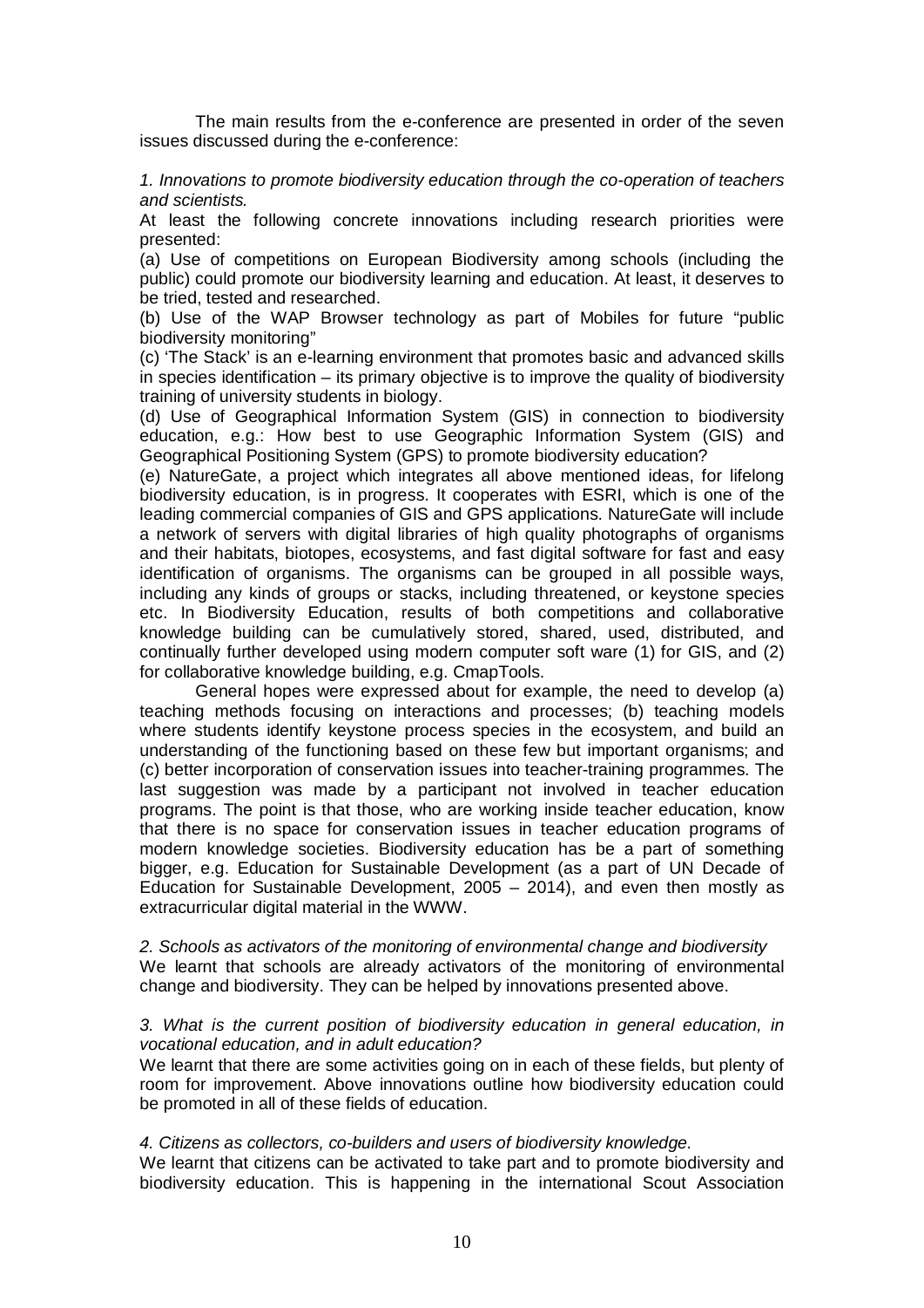The main results from the e-conference are presented in order of the seven issues discussed during the e-conference:

*1. Innovations to promote biodiversity education through the co-operation of teachers and scientists.*

At least the following concrete innovations including research priorities were presented:

(a) Use of competitions on European Biodiversity among schools (including the public) could promote our biodiversity learning and education. At least, it deserves to be tried, tested and researched.

(b) Use of the WAP Browser technology as part of Mobiles for future "public biodiversity monitoring"

(c) 'The Stack' is an e-learning environment that promotes basic and advanced skills in species identification – its primary objective is to improve the quality of biodiversity training of university students in biology.

(d) Use of Geographical Information System (GIS) in connection to biodiversity education, e.g.: How best to use Geographic Information System (GIS) and Geographical Positioning System (GPS) to promote biodiversity education?

(e) NatureGate, a project which integrates all above mentioned ideas, for lifelong biodiversity education, is in progress. It cooperates with ESRI, which is one of the leading commercial companies of GIS and GPS applications. NatureGate will include a network of servers with digital libraries of high quality photographs of organisms and their habitats, biotopes, ecosystems, and fast digital software for fast and easy identification of organisms. The organisms can be grouped in all possible ways, including any kinds of groups or stacks, including threatened, or keystone species etc. In Biodiversity Education, results of both competitions and collaborative knowledge building can be cumulatively stored, shared, used, distributed, and continually further developed using modern computer soft ware (1) for GIS, and (2) for collaborative knowledge building, e.g. CmapTools.

General hopes were expressed about for example, the need to develop (a) teaching methods focusing on interactions and processes; (b) teaching models where students identify keystone process species in the ecosystem, and build an understanding of the functioning based on these few but important organisms; and (c) better incorporation of conservation issues into teacher-training programmes. The last suggestion was made by a participant not involved in teacher education programs. The point is that those, who are working inside teacher education, know that there is no space for conservation issues in teacher education programs of modern knowledge societies. Biodiversity education has be a part of something bigger, e.g. Education for Sustainable Development (as a part of UN Decade of Education for Sustainable Development, 2005 – 2014), and even then mostly as extracurricular digital material in the WWW.

*2. Schools as activators of the monitoring of environmental change and biodiversity*

We learnt that schools are already activators of the monitoring of environmental change and biodiversity. They can be helped by innovations presented above.

*3. What is the current position of biodiversity education in general education, in vocational education, and in adult education?*

We learnt that there are some activities going on in each of these fields, but plenty of room for improvement. Above innovations outline how biodiversity education could be promoted in all of these fields of education.

*4. Citizens as collectors, co-builders and users of biodiversity knowledge.*

We learnt that citizens can be activated to take part and to promote biodiversity and biodiversity education. This is happening in the international Scout Association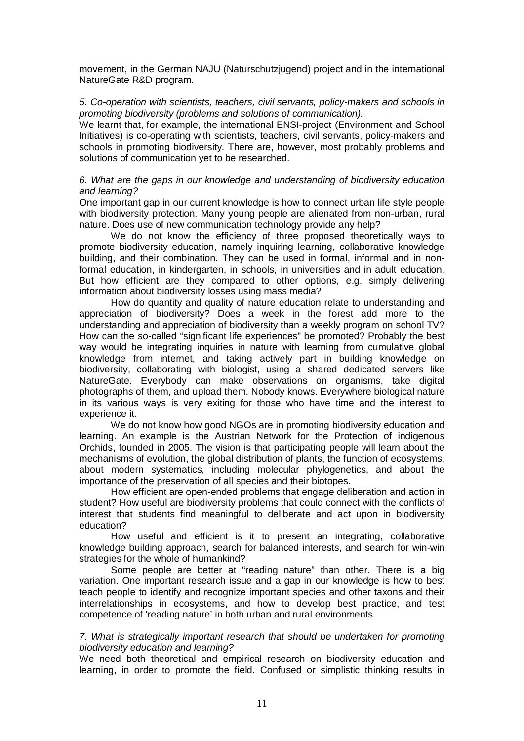movement, in the German NAJU (Naturschutzjugend) project and in the international NatureGate R&D program.

*5. Co-operation with scientists, teachers, civil servants, policy-makers and schools in promoting biodiversity (problems and solutions of communication).*

We learnt that, for example, the international ENSI-project (Environment and School Initiatives) is co-operating with scientists, teachers, civil servants, policy-makers and schools in promoting biodiversity. There are, however, most probably problems and solutions of communication yet to be researched.

*6. What are the gaps in our knowledge and understanding of biodiversity education and learning?*

One important gap in our current knowledge is how to connect urban life style people with biodiversity protection. Many young people are alienated from non-urban, rural nature. Does use of new communication technology provide any help?

We do not know the efficiency of three proposed theoretically ways to promote biodiversity education, namely inquiring learning, collaborative knowledge building, and their combination. They can be used in formal, informal and in non-formal education, in kindergarten, in schools, in universities and in adult education. But how efficient are they compared to other options, e.g. simply delivering information about biodiversity losses using mass media?

How do quantity and quality of nature education relate to understanding and appreciation of biodiversity? Does a week in the forest add more to the understanding and appreciation of biodiversity than a weekly program on school TV? How can the so-called "significant life experiences" be promoted? Probably the best way would be integrating inquiries in nature with learning from cumulative global knowledge from internet, and taking actively part in building knowledge on biodiversity, collaborating with biologist, using a shared dedicated servers like NatureGate. Everybody can make observations on organisms, take digital photographs of them, and upload them. Nobody knows. Everywhere biological nature in its various ways is very exiting for those who have time and the interest to experience it.

We do not know how good NGOs are in promoting biodiversity education and learning. An example is the Austrian Network for the Protection of indigenous Orchids, founded in 2005. The vision is that participating people will learn about the mechanisms of evolution, the global distribution of plants, the function of ecosystems, about modern systematics, including molecular phylogenetics, and about the importance of the preservation of all species and their biotopes.

How efficient are open-ended problems that engage deliberation and action in student? How useful are biodiversity problems that could connect with the conflicts of interest that students find meaningful to deliberate and act upon in biodiversity education?

How useful and efficient is it to present an integrating, collaborative knowledge building approach, search for balanced interests, and search for win-win strategies for the whole of humankind?

Some people are better at "reading nature" than other. There is a big variation. One important research issue and a gap in our knowledge is how to best teach people to identify and recognize important species and other taxons and their interrelationships in ecosystems, and how to develop best practice, and test competence of 'reading nature' in both urban and rural environments.

*7. What is strategically important research that should be undertaken for promoting biodiversity education and learning?*

We need both theoretical and empirical research on biodiversity education and learning, in order to promote the field. Confused or simplistic thinking results in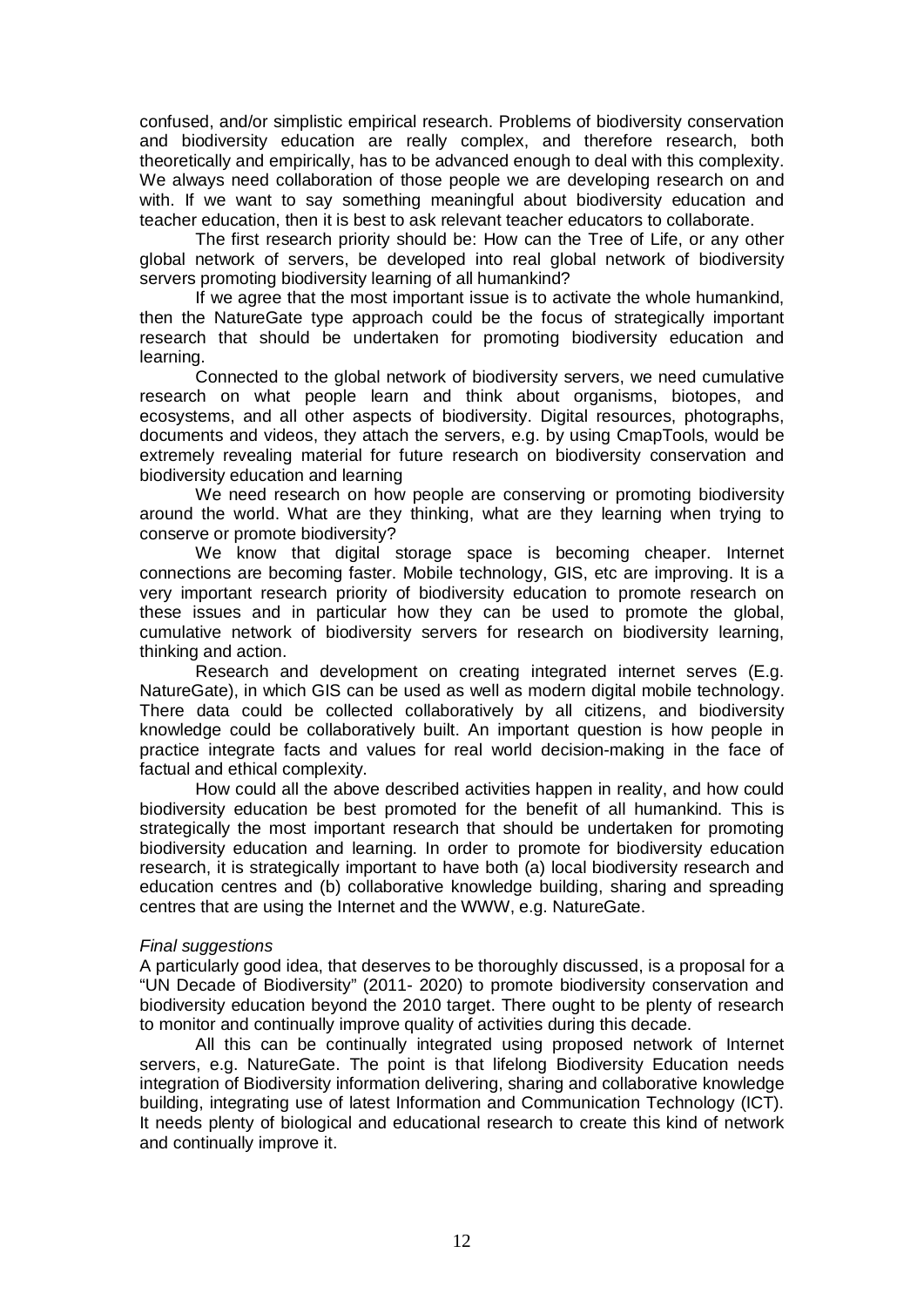confused, and/or simplistic empirical research. Problems of biodiversity conservation and biodiversity education are really complex, and therefore research, both theoretically and empirically, has to be advanced enough to deal with this complexity. We always need collaboration of those people we are developing research on and with. If we want to say something meaningful about biodiversity education and teacher education, then it is best to ask relevant teacher educators to collaborate.

The first research priority should be: How can the Tree of Life, or any other global network of servers, be developed into real global network of biodiversity servers promoting biodiversity learning of all humankind?

If we agree that the most important issue is to activate the whole humankind, then the NatureGate type approach could be the focus of strategically important research that should be undertaken for promoting biodiversity education and learning.

Connected to the global network of biodiversity servers, we need cumulative research on what people learn and think about organisms, biotopes, and ecosystems, and all other aspects of biodiversity. Digital resources, photographs, documents and videos, they attach the servers, e.g. by using CmapTools, would be extremely revealing material for future research on biodiversity conservation and biodiversity education and learning

We need research on how people are conserving or promoting biodiversity around the world. What are they thinking, what are they learning when trying to conserve or promote biodiversity?

We know that digital storage space is becoming cheaper. Internet connections are becoming faster. Mobile technology, GIS, etc are improving. It is a very important research priority of biodiversity education to promote research on these issues and in particular how they can be used to promote the global, cumulative network of biodiversity servers for research on biodiversity learning, thinking and action.

Research and development on creating integrated internet serves (E.g. NatureGate), in which GIS can be used as well as modern digital mobile technology. There data could be collected collaboratively by all citizens, and biodiversity knowledge could be collaboratively built. An important question is how people in practice integrate facts and values for real world decision-making in the face of factual and ethical complexity.

How could all the above described activities happen in reality, and how could biodiversity education be best promoted for the benefit of all humankind. This is strategically the most important research that should be undertaken for promoting biodiversity education and learning. In order to promote for biodiversity education research, it is strategically important to have both (a) local biodiversity research and education centres and (b) collaborative knowledge building, sharing and spreading centres that are using the Internet and the WWW, e.g. NatureGate.

*Final suggestions*

A particularly good idea, that deserves to be thoroughly discussed, is a proposal for a "UN Decade of Biodiversity" (2011- 2020) to promote biodiversity conservation and biodiversity education beyond the 2010 target. There ought to be plenty of research to monitor and continually improve quality of activities during this decade.

All this can be continually integrated using proposed network of Internet servers, e.g. NatureGate. The point is that lifelong Biodiversity Education needs integration of Biodiversity information delivering, sharing and collaborative knowledge building, integrating use of latest Information and Communication Technology (ICT). It needs plenty of biological and educational research to create this kind of network and continually improve it.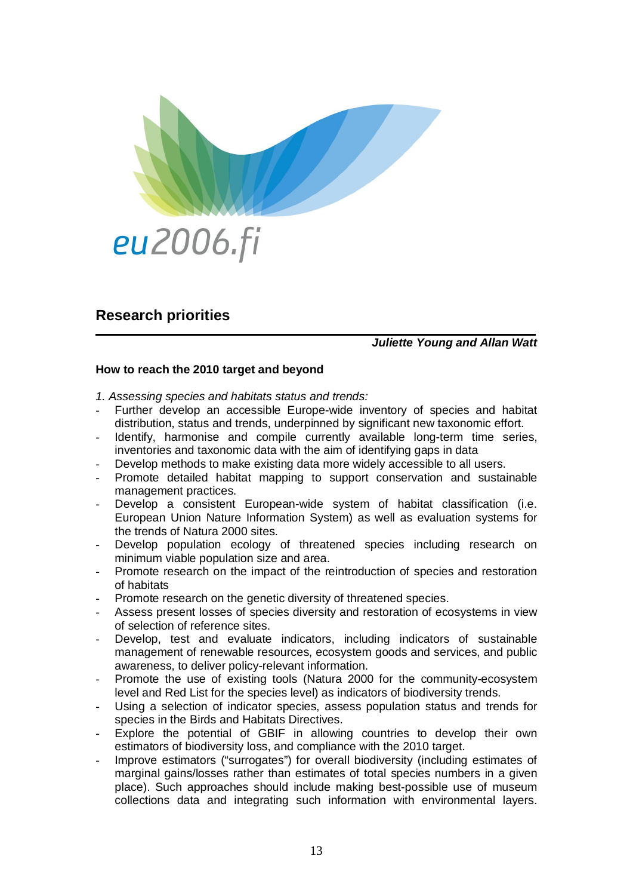## Research priorities

***Juliette Young and Allan Watt***

**How to reach the 2010 target and beyond**

*1. Assessing species and habitats status and trends:*

- Further develop an accessible Europe-wide inventory of species and habitat distribution, status and trends, underpinned by significant new taxonomic effort.
- Identify, harmonise and compile currently available long-term time series, inventories and taxonomic data with the aim of identifying gaps in data
- Develop methods to make existing data more widely accessible to all users.
- Promote detailed habitat mapping to support conservation and sustainable management practices.
- Develop a consistent European-wide system of habitat classification (i.e. European Union Nature Information System) as well as evaluation systems for the trends of Natura 2000 sites.
- Develop population ecology of threatened species including research on minimum viable population size and area.
- Promote research on the impact of the reintroduction of species and restoration of habitats
- Promote research on the genetic diversity of threatened species.
- Assess present losses of species diversity and restoration of ecosystems in view of selection of reference sites.
- Develop, test and evaluate indicators, including indicators of sustainable management of renewable resources, ecosystem goods and services, and public awareness, to deliver policy-relevant information.
- Promote the use of existing tools (Natura 2000 for the community-ecosystem level and Red List for the species level) as indicators of biodiversity trends.
- Using a selection of indicator species, assess population status and trends for species in the Birds and Habitats Directives.
- Explore the potential of GBIF in allowing countries to develop their own estimators of biodiversity loss, and compliance with the 2010 target.
- Improve estimators ("surrogates") for overall biodiversity (including estimates of marginal gains/losses rather than estimates of total species numbers in a given place). Such approaches should include making best-possible use of museum collections data and integrating such information with environmental layers.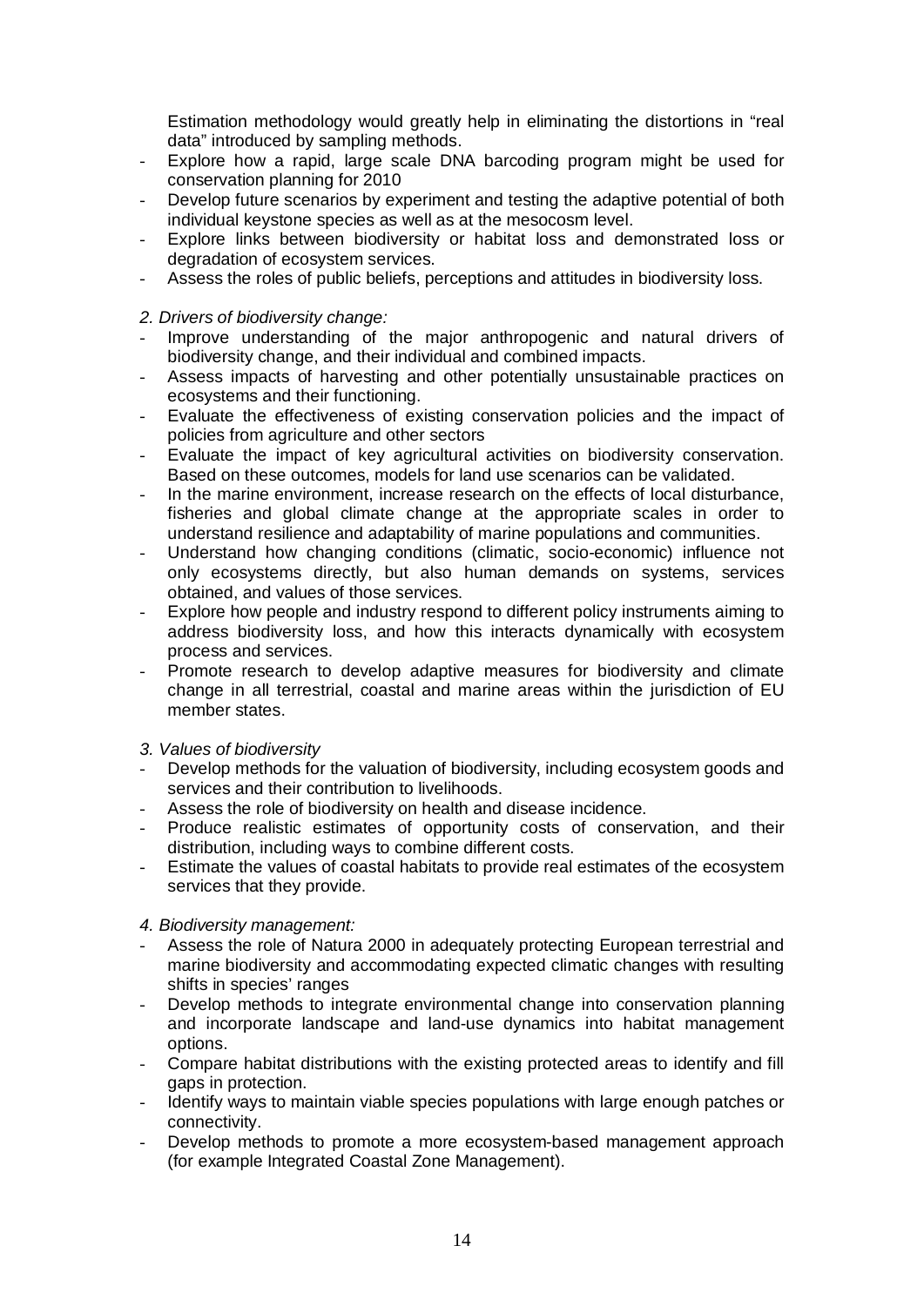Estimation methodology would greatly help in eliminating the distortions in "real data" introduced by sampling methods.

- Explore how a rapid, large scale DNA barcoding program might be used for conservation planning for 2010
- Develop future scenarios by experiment and testing the adaptive potential of both individual keystone species as well as at the mesocosm level.
- Explore links between biodiversity or habitat loss and demonstrated loss or degradation of ecosystem services.
- Assess the roles of public beliefs, perceptions and attitudes in biodiversity loss.

*2. Drivers of biodiversity change:*

- Improve understanding of the major anthropogenic and natural drivers of biodiversity change, and their individual and combined impacts.
- Assess impacts of harvesting and other potentially unsustainable practices on ecosystems and their functioning.
- Evaluate the effectiveness of existing conservation policies and the impact of policies from agriculture and other sectors
- Evaluate the impact of key agricultural activities on biodiversity conservation. Based on these outcomes, models for land use scenarios can be validated.
- In the marine environment, increase research on the effects of local disturbance, fisheries and global climate change at the appropriate scales in order to understand resilience and adaptability of marine populations and communities.
- Understand how changing conditions (climatic, socio-economic) influence not only ecosystems directly, but also human demands on systems, services obtained, and values of those services.
- Explore how people and industry respond to different policy instruments aiming to address biodiversity loss, and how this interacts dynamically with ecosystem process and services.
- Promote research to develop adaptive measures for biodiversity and climate change in all terrestrial, coastal and marine areas within the jurisdiction of EU member states.

*3. Values of biodiversity*

- Develop methods for the valuation of biodiversity, including ecosystem goods and services and their contribution to livelihoods.
- Assess the role of biodiversity on health and disease incidence.
- Produce realistic estimates of opportunity costs of conservation, and their distribution, including ways to combine different costs.
- Estimate the values of coastal habitats to provide real estimates of the ecosystem services that they provide.

*4. Biodiversity management:*

- Assess the role of Natura 2000 in adequately protecting European terrestrial and marine biodiversity and accommodating expected climatic changes with resulting shifts in species' ranges
- Develop methods to integrate environmental change into conservation planning and incorporate landscape and land-use dynamics into habitat management options.
- Compare habitat distributions with the existing protected areas to identify and fill gaps in protection.
- Identify ways to maintain viable species populations with large enough patches or connectivity.
- Develop methods to promote a more ecosystem-based management approach (for example Integrated Coastal Zone Management).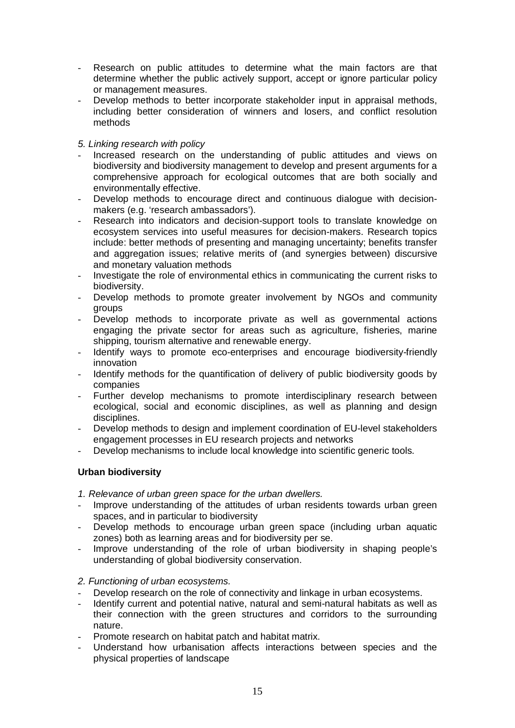- Research on public attitudes to determine what the main factors are that determine whether the public actively support, accept or ignore particular policy or management measures.
- Develop methods to better incorporate stakeholder input in appraisal methods, including better consideration of winners and losers, and conflict resolution methods

*5. Linking research with policy*

- Increased research on the understanding of public attitudes and views on biodiversity and biodiversity management to develop and present arguments for a comprehensive approach for ecological outcomes that are both socially and environmentally effective.
- Develop methods to encourage direct and continuous dialogue with decision-makers (e.g. 'research ambassadors').
- Research into indicators and decision-support tools to translate knowledge on ecosystem services into useful measures for decision-makers. Research topics include: better methods of presenting and managing uncertainty; benefits transfer and aggregation issues; relative merits of (and synergies between) discursive and monetary valuation methods
- Investigate the role of environmental ethics in communicating the current risks to biodiversity.
- Develop methods to promote greater involvement by NGOs and community groups
- Develop methods to incorporate private as well as governmental actions engaging the private sector for areas such as agriculture, fisheries, marine shipping, tourism alternative and renewable energy.
- Identify ways to promote eco-enterprises and encourage biodiversity-friendly innovation
- Identify methods for the quantification of delivery of public biodiversity goods by companies
- Further develop mechanisms to promote interdisciplinary research between ecological, social and economic disciplines, as well as planning and design disciplines.
- Develop methods to design and implement coordination of EU-level stakeholders engagement processes in EU research projects and networks
- Develop mechanisms to include local knowledge into scientific generic tools.

**Urban biodiversity**

*1. Relevance of urban green space for the urban dwellers.*

- Improve understanding of the attitudes of urban residents towards urban green spaces, and in particular to biodiversity
- Develop methods to encourage urban green space (including urban aquatic zones) both as learning areas and for biodiversity per se.
- Improve understanding of the role of urban biodiversity in shaping people's understanding of global biodiversity conservation.

*2. Functioning of urban ecosystems.*

- Develop research on the role of connectivity and linkage in urban ecosystems.
- Identify current and potential native, natural and semi-natural habitats as well as their connection with the green structures and corridors to the surrounding nature.
- Promote research on habitat patch and habitat matrix.
- Understand how urbanisation affects interactions between species and the physical properties of landscape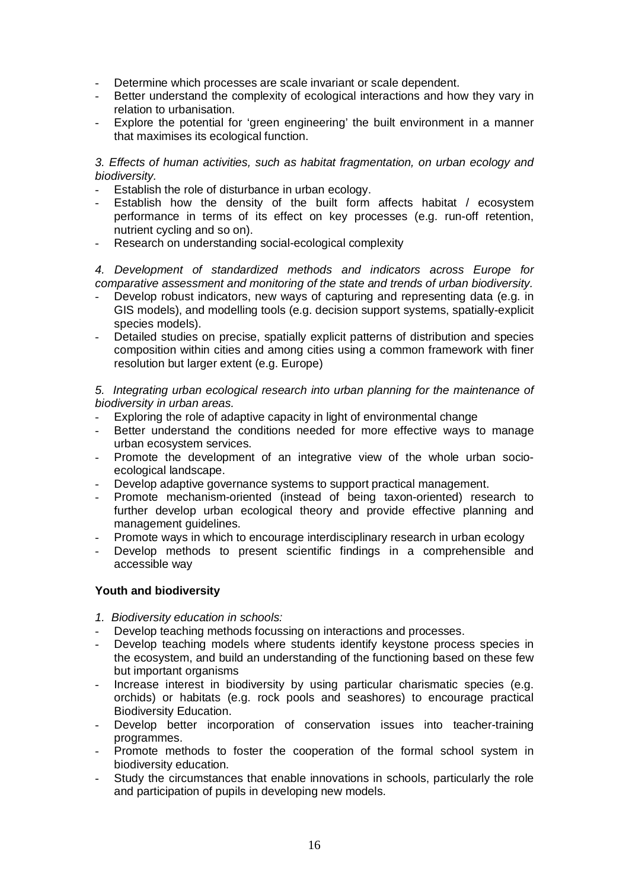- Determine which processes are scale invariant or scale dependent.
- Better understand the complexity of ecological interactions and how they vary in relation to urbanisation.
- Explore the potential for 'green engineering' the built environment in a manner that maximises its ecological function.

*3. Effects of human activities, such as habitat fragmentation, on urban ecology and biodiversity.*

- Establish the role of disturbance in urban ecology.
- Establish how the density of the built form affects habitat / ecosystem performance in terms of its effect on key processes (e.g. run-off retention, nutrient cycling and so on).
- Research on understanding social-ecological complexity

*4. Development of standardized methods and indicators across Europe for comparative assessment and monitoring of the state and trends of urban biodiversity.*

- Develop robust indicators, new ways of capturing and representing data (e.g. in GIS models), and modelling tools (e.g. decision support systems, spatially-explicit species models).
- Detailed studies on precise, spatially explicit patterns of distribution and species composition within cities and among cities using a common framework with finer resolution but larger extent (e.g. Europe)

*5. Integrating urban ecological research into urban planning for the maintenance of biodiversity in urban areas.*

- Exploring the role of adaptive capacity in light of environmental change
- Better understand the conditions needed for more effective ways to manage urban ecosystem services.
- Promote the development of an integrative view of the whole urban socio-ecological landscape.
- Develop adaptive governance systems to support practical management.
- Promote mechanism-oriented (instead of being taxon-oriented) research to further develop urban ecological theory and provide effective planning and management guidelines.
- Promote ways in which to encourage interdisciplinary research in urban ecology
- Develop methods to present scientific findings in a comprehensible and accessible way

**Youth and biodiversity**

*1. Biodiversity education in schools:*

- Develop teaching methods focussing on interactions and processes.
- Develop teaching models where students identify keystone process species in the ecosystem, and build an understanding of the functioning based on these few but important organisms
- Increase interest in biodiversity by using particular charismatic species (e.g. orchids) or habitats (e.g. rock pools and seashores) to encourage practical Biodiversity Education.
- Develop better incorporation of conservation issues into teacher-training programmes.
- Promote methods to foster the cooperation of the formal school system in biodiversity education.
- Study the circumstances that enable innovations in schools, particularly the role and participation of pupils in developing new models.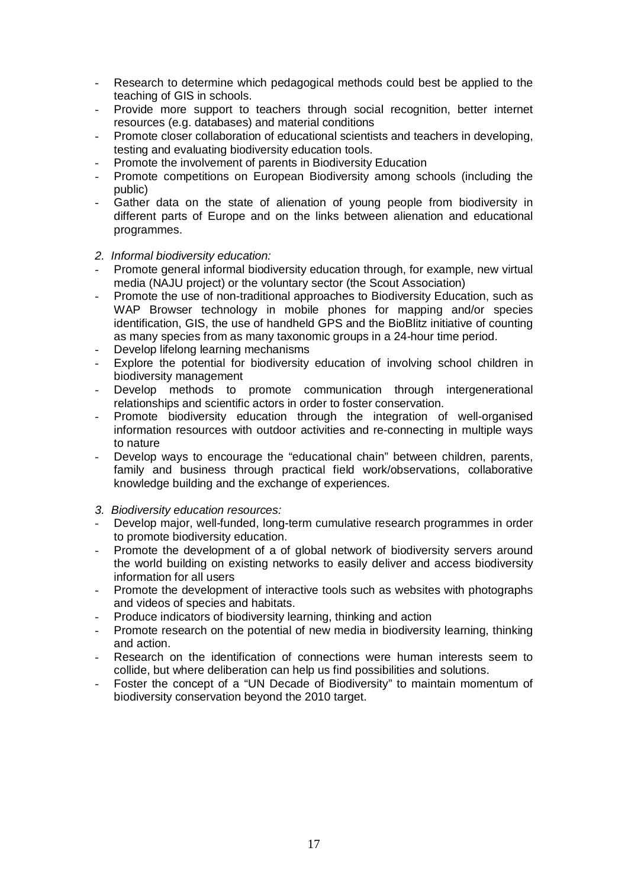- Research to determine which pedagogical methods could best be applied to the teaching of GIS in schools.
- Provide more support to teachers through social recognition, better internet resources (e.g. databases) and material conditions
- Promote closer collaboration of educational scientists and teachers in developing, testing and evaluating biodiversity education tools.
- Promote the involvement of parents in Biodiversity Education
- Promote competitions on European Biodiversity among schools (including the public)
- Gather data on the state of alienation of young people from biodiversity in different parts of Europe and on the links between alienation and educational programmes.

*2. Informal biodiversity education:*

- Promote general informal biodiversity education through, for example, new virtual media (NAJU project) or the voluntary sector (the Scout Association)
- Promote the use of non-traditional approaches to Biodiversity Education, such as WAP Browser technology in mobile phones for mapping and/or species identification, GIS, the use of handheld GPS and the BioBlitz initiative of counting as many species from as many taxonomic groups in a 24-hour time period.
- Develop lifelong learning mechanisms
- Explore the potential for biodiversity education of involving school children in biodiversity management
- Develop methods to promote communication through intergenerational relationships and scientific actors in order to foster conservation.
- Promote biodiversity education through the integration of well-organised information resources with outdoor activities and re-connecting in multiple ways to nature
- Develop ways to encourage the "educational chain" between children, parents, family and business through practical field work/observations, collaborative knowledge building and the exchange of experiences.

*3. Biodiversity education resources:*

- Develop major, well-funded, long-term cumulative research programmes in order to promote biodiversity education.
- Promote the development of a of global network of biodiversity servers around the world building on existing networks to easily deliver and access biodiversity information for all users
- Promote the development of interactive tools such as websites with photographs and videos of species and habitats.
- Produce indicators of biodiversity learning, thinking and action
- Promote research on the potential of new media in biodiversity learning, thinking and action.
- Research on the identification of connections were human interests seem to collide, but where deliberation can help us find possibilities and solutions.
- Foster the concept of a "UN Decade of Biodiversity" to maintain momentum of biodiversity conservation beyond the 2010 target.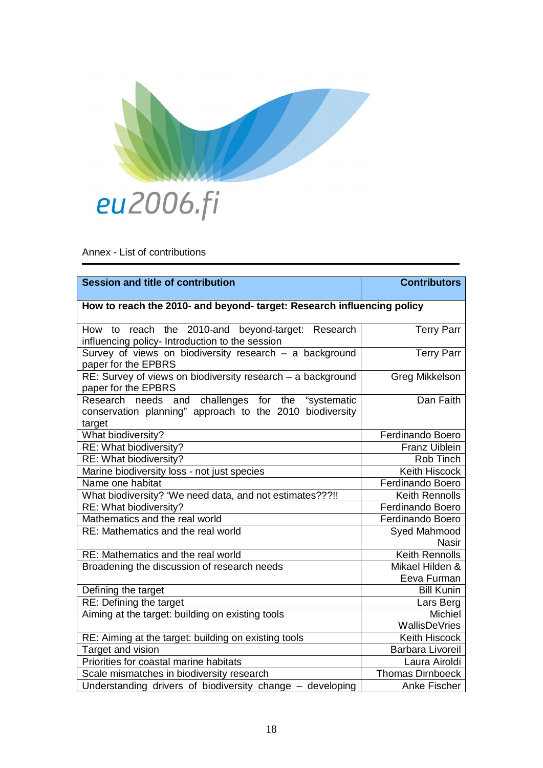eu2006.fi

Annex - List of contributions

| Session and title of contribution | Contributors |
|---|---|
| **How to reach the 2010- and beyond- target: Research influencing policy** | |
| How to reach the 2010-and beyond-target: Research influencing policy- Introduction to the session | Terry Parr |
| Survey of views on biodiversity research – a background paper for the EPBRS | Terry Parr |
| RE: Survey of views on biodiversity research – a background paper for the EPBRS | Greg Mikkelson |
| Research needs and challenges for the “systematic conservation planning” approach to the 2010 biodiversity target | Dan Faith |
| What biodiversity? | Ferdinando Boero |
| RE: What biodiversity? | Franz Uiblein |
| RE: What biodiversity? | Rob Tinch |
| Marine biodiversity loss - not just species | Keith Hiscock |
| Name one habitat | Ferdinando Boero |
| What biodiversity? ‘We need data, and not estimates???!! | Keith Rennolls |
| RE: What biodiversity? | Ferdinando Boero |
| Mathematics and the real world | Ferdinando Boero |
| RE: Mathematics and the real world | Syed Mahmood Nasir |
| RE: Mathematics and the real world | Keith Rennolls |
| Broadening the discussion of research needs | Mikael Hilden & Eeva Furman |
| Defining the target | Bill Kunin |
| RE: Defining the target | Lars Berg |
| Aiming at the target: building on existing tools | Michiel WallisDeVries |
| RE: Aiming at the target: building on existing tools | Keith Hiscock |
| Target and vision | Barbara Livoreil |
| Priorities for coastal marine habitats | Laura Airoldi |
| Scale mismatches in biodiversity research | Thomas Dirnboeck |
| Understanding drivers of biodiversity change – developing | Anke Fischer |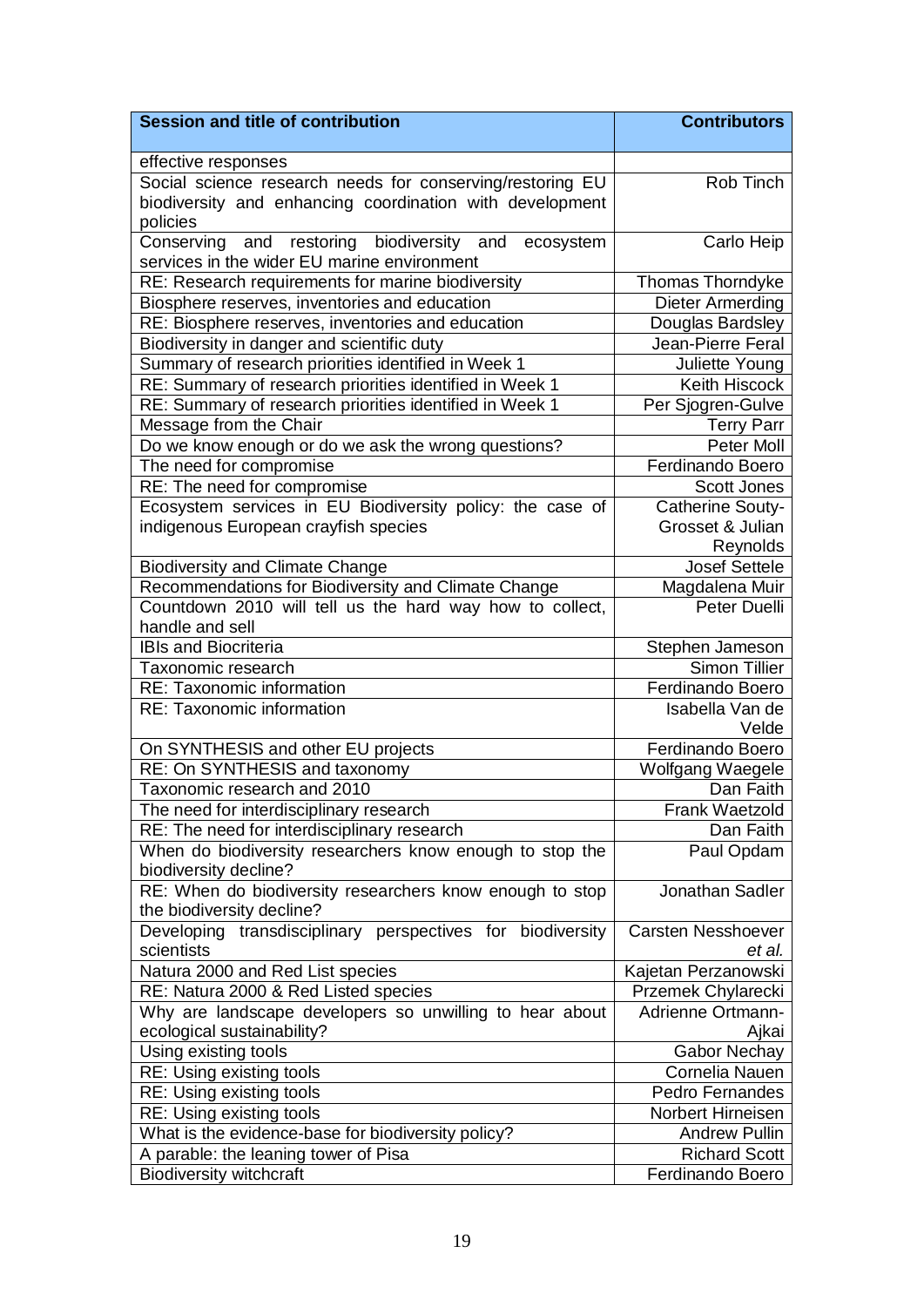| Session and title of contribution | Contributors |
|---|---|
| effective responses | |
| Social science research needs for conserving/restoring EU biodiversity and enhancing coordination with development policies | Rob Tinch |
| Conserving and restoring biodiversity and ecosystem services in the wider EU marine environment | Carlo Heip |
| RE: Research requirements for marine biodiversity | Thomas Thorndyke |
| Biosphere reserves, inventories and education | Dieter Armerding |
| RE: Biosphere reserves, inventories and education | Douglas Bardsley |
| Biodiversity in danger and scientific duty | Jean-Pierre Feral |
| Summary of research priorities identified in Week 1 | Juliette Young |
| RE: Summary of research priorities identified in Week 1 | Keith Hiscock |
| RE: Summary of research priorities identified in Week 1 | Per Sjogren-Gulve |
| Message from the Chair | Terry Parr |
| Do we know enough or do we ask the wrong questions? | Peter Moll |
| The need for compromise | Ferdinando Boero |
| RE: The need for compromise | Scott Jones |
| Ecosystem services in EU Biodiversity policy: the case of indigenous European crayfish species | Catherine Souty-Grosset & Julian Reynolds |
| Biodiversity and Climate Change | Josef Settele |
| Recommendations for Biodiversity and Climate Change | Magdalena Muir |
| Countdown 2010 will tell us the hard way how to collect, handle and sell | Peter Duelli |
| IBIs and Biocriteria | Stephen Jameson |
| Taxonomic research | Simon Tillier |
| RE: Taxonomic information | Ferdinando Boero |
| RE: Taxonomic information | Isabella Van de Velde |
| On SYNTHESIS and other EU projects | Ferdinando Boero |
| RE: On SYNTHESIS and taxonomy | Wolfgang Waegele |
| Taxonomic research and 2010 | Dan Faith |
| The need for interdisciplinary research | Frank Waetzold |
| RE: The need for interdisciplinary research | Dan Faith |
| When do biodiversity researchers know enough to stop the biodiversity decline? | Paul Opdam |
| RE: When do biodiversity researchers know enough to stop the biodiversity decline? | Jonathan Sadler |
| Developing transdisciplinary perspectives for biodiversity scientists | Carsten Nesshoever *et al.* |
| Natura 2000 and Red List species | Kajetan Perzanowski |
| RE: Natura 2000 & Red Listed species | Przemek Chylarecki |
| Why are landscape developers so unwilling to hear about ecological sustainability? | Adrienne Ortmann-Ajkai |
| Using existing tools | Gabor Nechay |
| RE: Using existing tools | Cornelia Nauen |
| RE: Using existing tools | Pedro Fernandes |
| RE: Using existing tools | Norbert Hirneisen |
| What is the evidence-base for biodiversity policy? | Andrew Pullin |
| A parable: the leaning tower of Pisa | Richard Scott |
| Biodiversity witchcraft | Ferdinando Boero |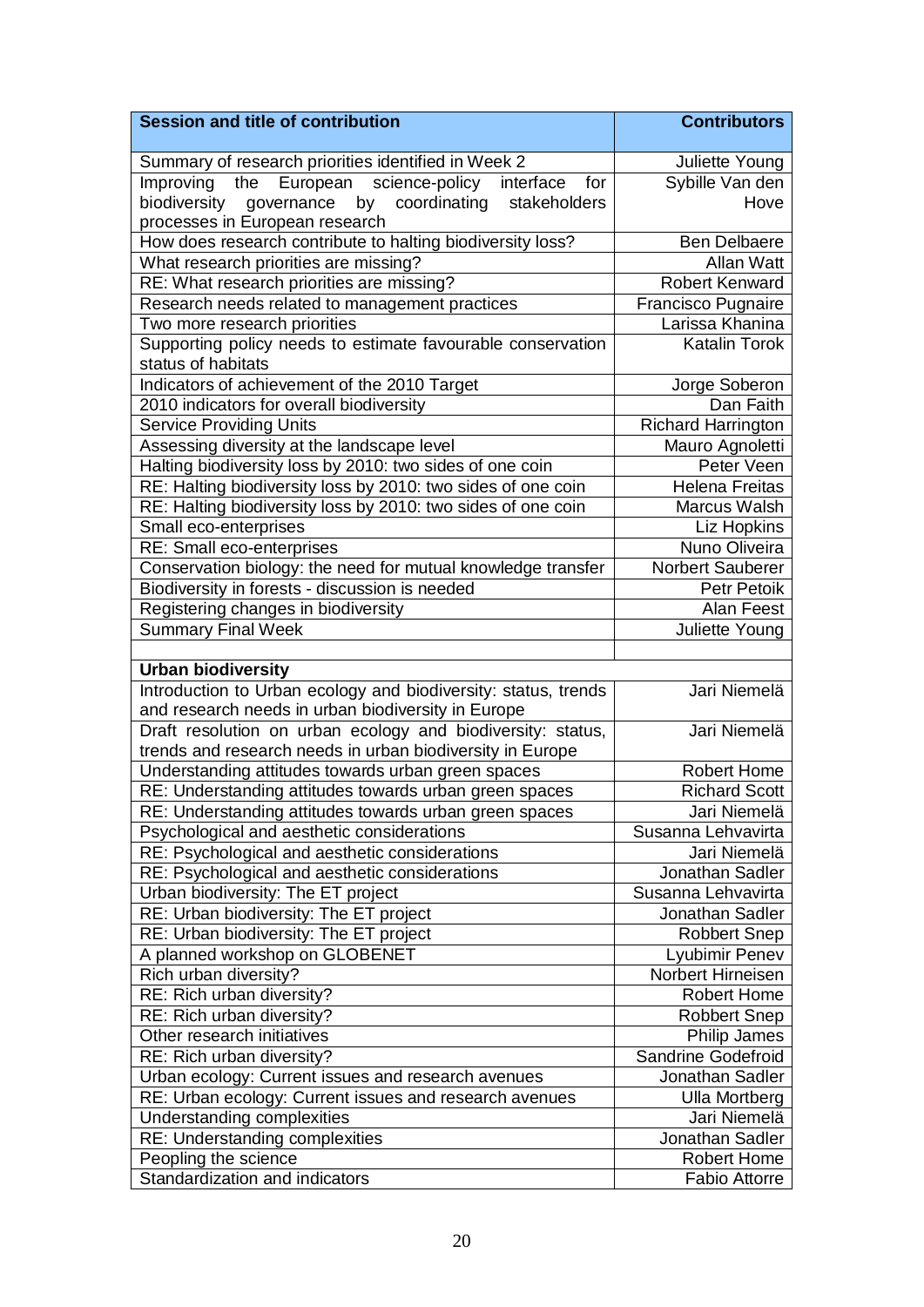| Session and title of contribution | Contributors |
|---|---|
| Summary of research priorities identified in Week 2 | Juliette Young |
| Improving the European science-policy interface for biodiversity governance by coordinating stakeholders processes in European research | Sybille Van den Hove |
| How does research contribute to halting biodiversity loss? | Ben Delbaere |
| What research priorities are missing? | Allan Watt |
| RE: What research priorities are missing? | Robert Kenward |
| Research needs related to management practices | Francisco Pugnaire |
| Two more research priorities | Larissa Khanina |
| Supporting policy needs to estimate favourable conservation status of habitats | Katalin Torok |
| Indicators of achievement of the 2010 Target | Jorge Soberon |
| 2010 indicators for overall biodiversity | Dan Faith |
| Service Providing Units | Richard Harrington |
| Assessing diversity at the landscape level | Mauro Agnoletti |
| Halting biodiversity loss by 2010: two sides of one coin | Peter Veen |
| RE: Halting biodiversity loss by 2010: two sides of one coin | Helena Freitas |
| RE: Halting biodiversity loss by 2010: two sides of one coin | Marcus Walsh |
| Small eco-enterprises | Liz Hopkins |
| RE: Small eco-enterprises | Nuno Oliveira |
| Conservation biology: the need for mutual knowledge transfer | Norbert Sauberer |
| Biodiversity in forests - discussion is needed | Petr Petoik |
| Registering changes in biodiversity | Alan Feest |
| Summary Final Week | Juliette Young |
| | |
| **Urban biodiversity** | |
| Introduction to Urban ecology and biodiversity: status, trends and research needs in urban biodiversity in Europe | Jari Niemelä |
| Draft resolution on urban ecology and biodiversity: status, trends and research needs in urban biodiversity in Europe | Jari Niemelä |
| Understanding attitudes towards urban green spaces | Robert Home |
| RE: Understanding attitudes towards urban green spaces | Richard Scott |
| RE: Understanding attitudes towards urban green spaces | Jari Niemelä |
| Psychological and aesthetic considerations | Susanna Lehvavirta |
| RE: Psychological and aesthetic considerations | Jari Niemelä |
| RE: Psychological and aesthetic considerations | Jonathan Sadler |
| Urban biodiversity: The ET project | Susanna Lehvavirta |
| RE: Urban biodiversity: The ET project | Jonathan Sadler |
| RE: Urban biodiversity: The ET project | Robbert Snep |
| A planned workshop on GLOBENET | Lyubimir Penev |
| Rich urban diversity? | Norbert Hirneisen |
| RE: Rich urban diversity? | Robert Home |
| RE: Rich urban diversity? | Robbert Snep |
| Other research initiatives | Philip James |
| RE: Rich urban diversity? | Sandrine Godefroid |
| Urban ecology: Current issues and research avenues | Jonathan Sadler |
| RE: Urban ecology: Current issues and research avenues | Ulla Mortberg |
| Understanding complexities | Jari Niemelä |
| RE: Understanding complexities | Jonathan Sadler |
| Peopling the science | Robert Home |
| Standardization and indicators | Fabio Attorre |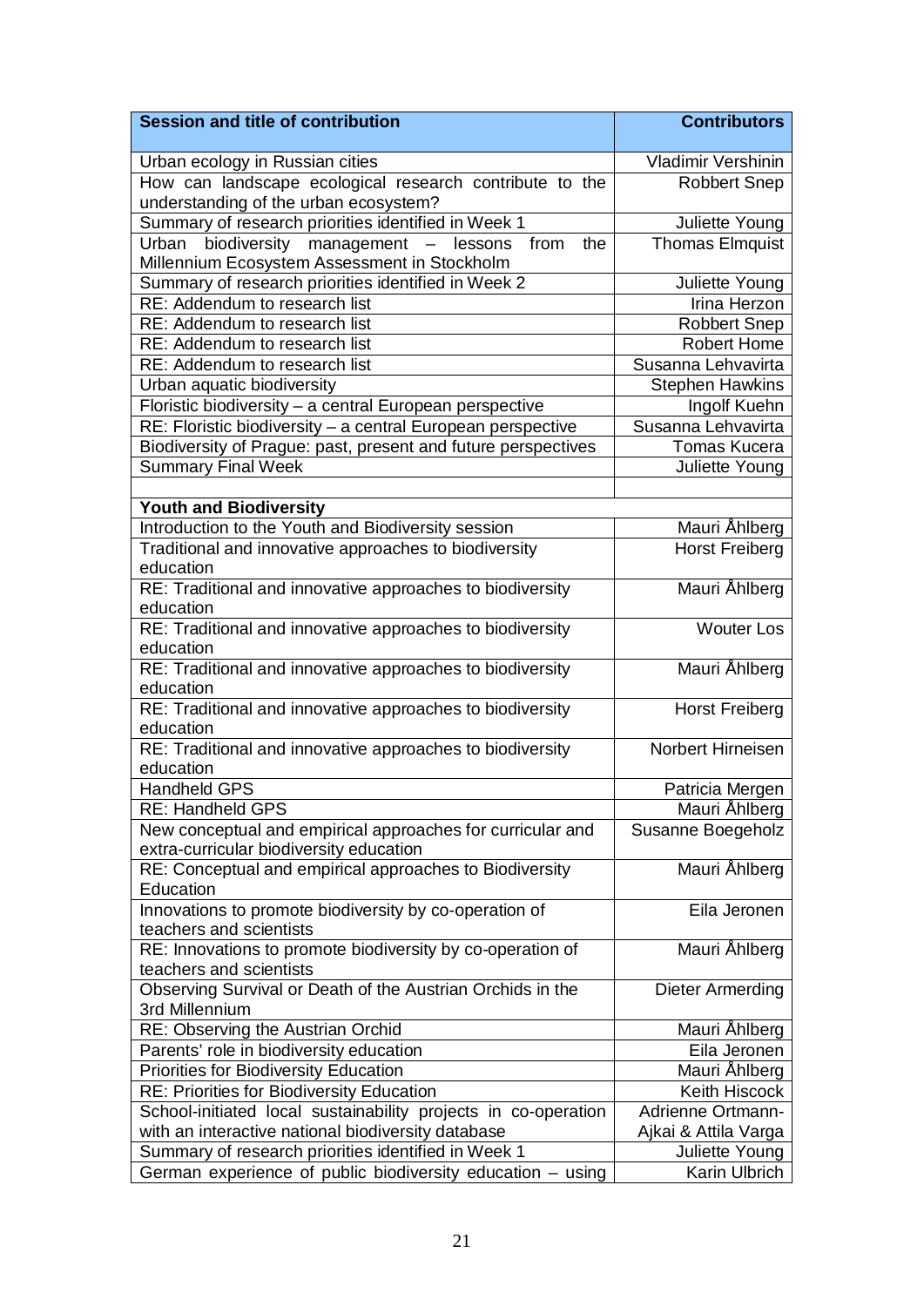| Session and title of contribution | Contributors |
|---|---|
| Urban ecology in Russian cities | Vladimir Vershinin |
| How can landscape ecological research contribute to the understanding of the urban ecosystem? | Robbert Snep |
| Summary of research priorities identified in Week 1 | Juliette Young |
| Urban biodiversity management – lessons from the Millennium Ecosystem Assessment in Stockholm | Thomas Elmquist |
| Summary of research priorities identified in Week 2 | Juliette Young |
| RE: Addendum to research list | Irina Herzon |
| RE: Addendum to research list | Robbert Snep |
| RE: Addendum to research list | Robert Home |
| RE: Addendum to research list | Susanna Lehvavirta |
| Urban aquatic biodiversity | Stephen Hawkins |
| Floristic biodiversity – a central European perspective | Ingolf Kuehn |
| RE: Floristic biodiversity – a central European perspective | Susanna Lehvavirta |
| Biodiversity of Prague: past, present and future perspectives | Tomas Kucera |
| Summary Final Week | Juliette Young |
| | |
| **Youth and Biodiversity** | |
| Introduction to the Youth and Biodiversity session | Mauri Åhlberg |
| Traditional and innovative approaches to biodiversity education | Horst Freiberg |
| RE: Traditional and innovative approaches to biodiversity education | Mauri Åhlberg |
| RE: Traditional and innovative approaches to biodiversity education | Wouter Los |
| RE: Traditional and innovative approaches to biodiversity education | Mauri Åhlberg |
| RE: Traditional and innovative approaches to biodiversity education | Horst Freiberg |
| RE: Traditional and innovative approaches to biodiversity education | Norbert Hirneisen |
| Handheld GPS | Patricia Mergen |
| RE: Handheld GPS | Mauri Åhlberg |
| New conceptual and empirical approaches for curricular and extra-curricular biodiversity education | Susanne Boegeholz |
| RE: Conceptual and empirical approaches to Biodiversity Education | Mauri Åhlberg |
| Innovations to promote biodiversity by co-operation of teachers and scientists | Eila Jeronen |
| RE: Innovations to promote biodiversity by co-operation of teachers and scientists | Mauri Åhlberg |
| Observing Survival or Death of the Austrian Orchids in the 3rd Millennium | Dieter Armerding |
| RE: Observing the Austrian Orchid | Mauri Åhlberg |
| Parents' role in biodiversity education | Eila Jeronen |
| Priorities for Biodiversity Education | Mauri Åhlberg |
| RE: Priorities for Biodiversity Education | Keith Hiscock |
| School-initiated local sustainability projects in co-operation with an interactive national biodiversity database | Adrienne Ortmann-Ajkai & Attila Varga |
| Summary of research priorities identified in Week 1 | Juliette Young |
| German experience of public biodiversity education – using | Karin Ulbrich |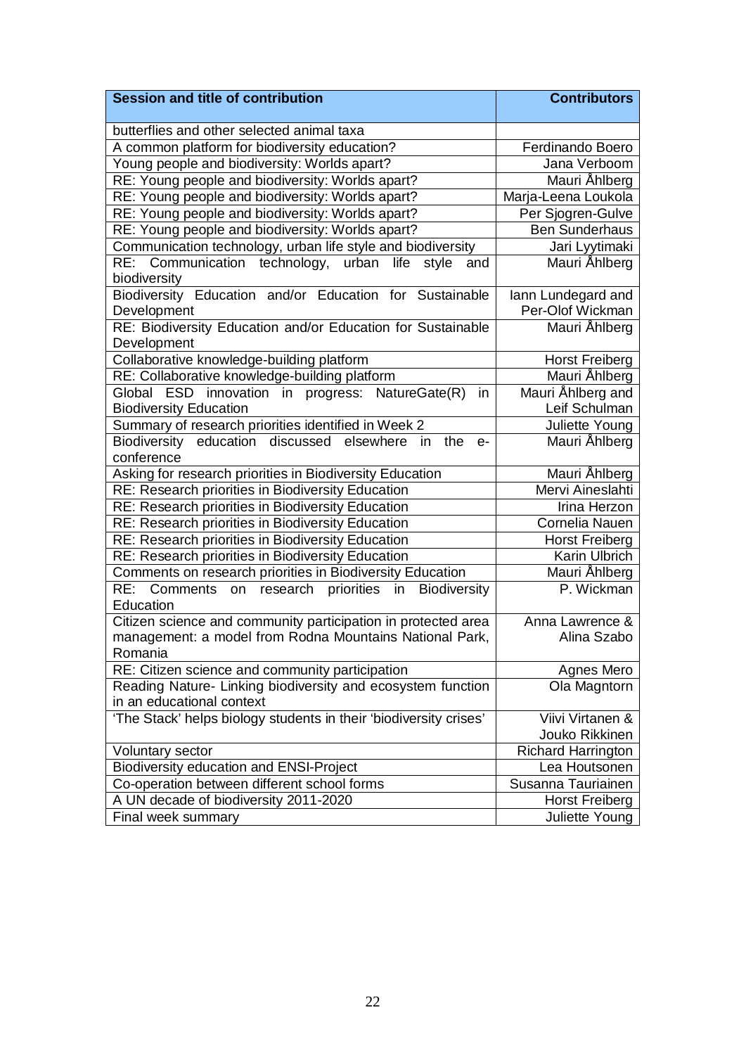| Session and title of contribution | Contributors |
|---|---|
| butterflies and other selected animal taxa | |
| A common platform for biodiversity education? | Ferdinando Boero |
| Young people and biodiversity: Worlds apart? | Jana Verboom |
| RE: Young people and biodiversity: Worlds apart? | Mauri Åhlberg |
| RE: Young people and biodiversity: Worlds apart? | Marja-Leena Loukola |
| RE: Young people and biodiversity: Worlds apart? | Per Sjogren-Gulve |
| RE: Young people and biodiversity: Worlds apart? | Ben Sunderhaus |
| Communication technology, urban life style and biodiversity | Jari Lyytimaki |
| RE: Communication technology, urban life style and biodiversity | Mauri Åhlberg |
| Biodiversity Education and/or Education for Sustainable Development | Iann Lundegard and Per-Olof Wickman |
| RE: Biodiversity Education and/or Education for Sustainable Development | Mauri Åhlberg |
| Collaborative knowledge-building platform | Horst Freiberg |
| RE: Collaborative knowledge-building platform | Mauri Åhlberg |
| Global ESD innovation in progress: NatureGate(R) in Biodiversity Education | Mauri Åhlberg and Leif Schulman |
| Summary of research priorities identified in Week 2 | Juliette Young |
| Biodiversity education discussed elsewhere in the e-conference | Mauri Åhlberg |
| Asking for research priorities in Biodiversity Education | Mauri Åhlberg |
| RE: Research priorities in Biodiversity Education | Mervi Aineslahti |
| RE: Research priorities in Biodiversity Education | Irina Herzon |
| RE: Research priorities in Biodiversity Education | Cornelia Nauen |
| RE: Research priorities in Biodiversity Education | Horst Freiberg |
| RE: Research priorities in Biodiversity Education | Karin Ulbrich |
| Comments on research priorities in Biodiversity Education | Mauri Åhlberg |
| RE: Comments on research priorities in Biodiversity Education | P. Wickman |
| Citizen science and community participation in protected area management: a model from Rodna Mountains National Park, Romania | Anna Lawrence & Alina Szabo |
| RE: Citizen science and community participation | Agnes Mero |
| Reading Nature- Linking biodiversity and ecosystem function in an educational context | Ola Magntorn |
| 'The Stack' helps biology students in their 'biodiversity crises' | Viivi Virtanen & Jouko Rikkinen |
| Voluntary sector | Richard Harrington |
| Biodiversity education and ENSI-Project | Lea Houtsonen |
| Co-operation between different school forms | Susanna Tauriainen |
| A UN decade of biodiversity 2011-2020 | Horst Freiberg |
| Final week summary | Juliette Young |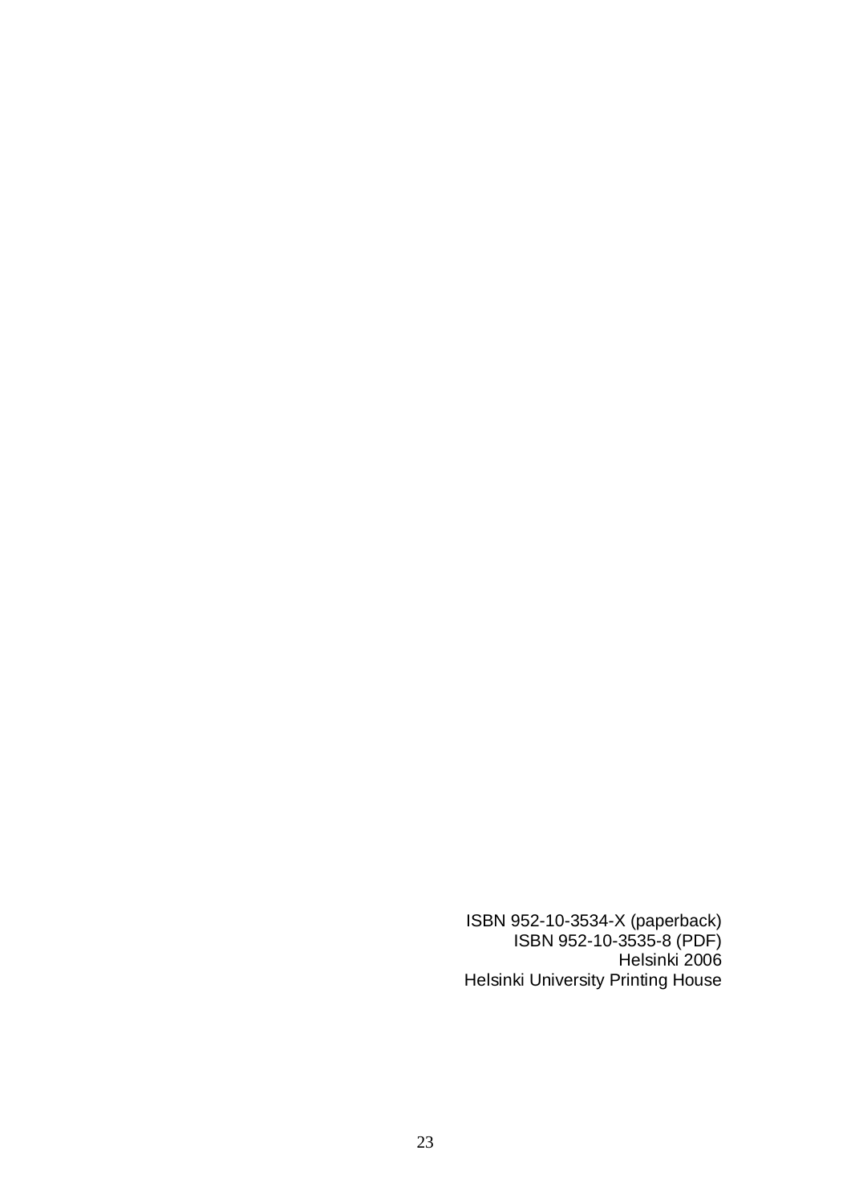ISBN 952-10-3534-X (paperback)
ISBN 952-10-3535-8 (PDF)
Helsinki 2006
Helsinki University Printing House